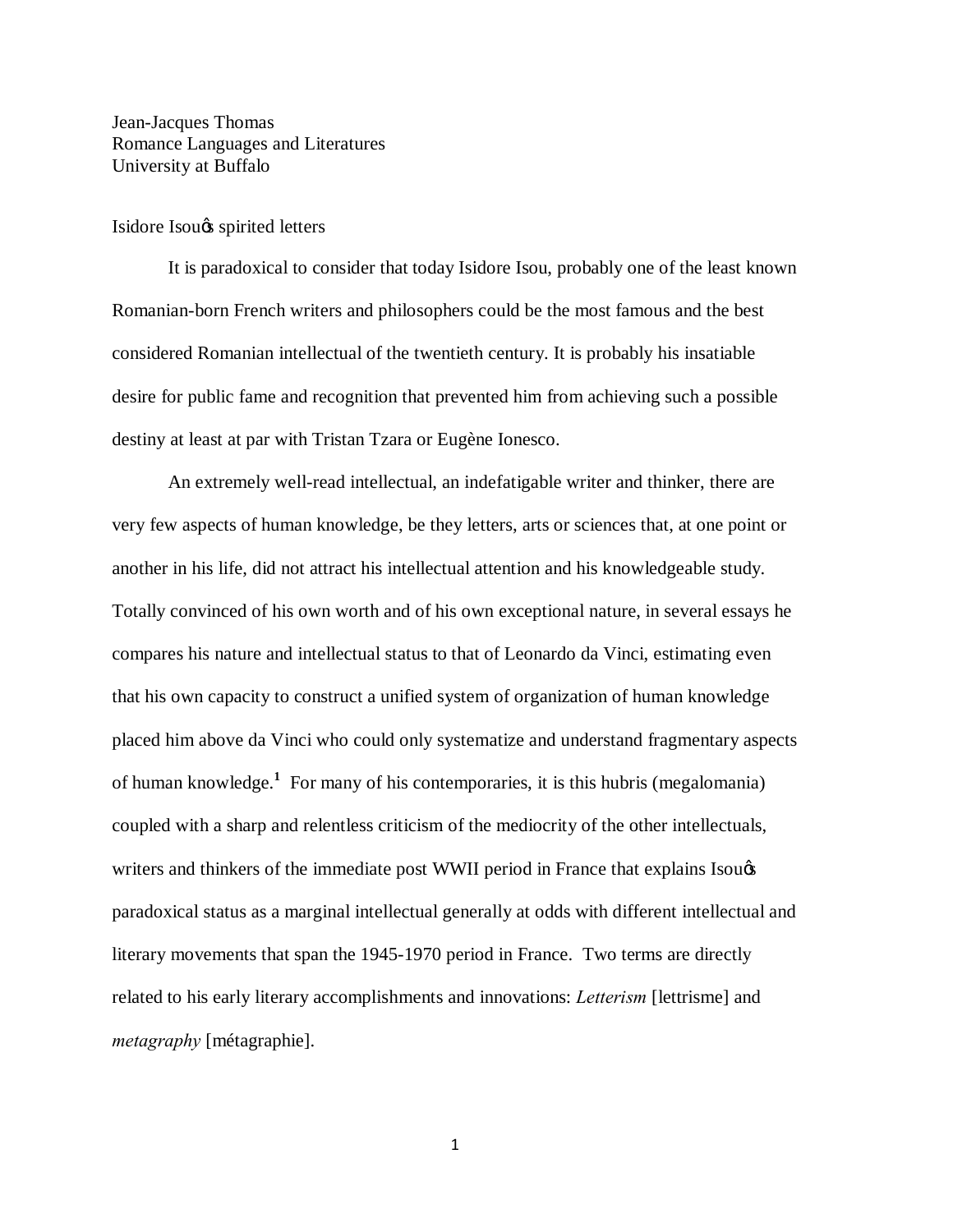Jean-Jacques Thomas
Romance Languages and Literatures
University at Buffalo

Isidore Isou's spirited letters

It is paradoxical to consider that today Isidore Isou, probably one of the least known Romanian-born French writers and philosophers could be the most famous and the best considered Romanian intellectual of the twentieth century. It is probably his insatiable desire for public fame and recognition that prevented him from achieving such a possible destiny at least at par with Tristan Tzara or Eugène Ionesco.

An extremely well-read intellectual, an indefatigable writer and thinker, there are very few aspects of human knowledge, be they letters, arts or sciences that, at one point or another in his life, did not attract his intellectual attention and his knowledgeable study. Totally convinced of his own worth and of his own exceptional nature, in several essays he compares his nature and intellectual status to that of Leonardo da Vinci, estimating even that his own capacity to construct a unified system of organization of human knowledge placed him above da Vinci who could only systematize and understand fragmentary aspects of human knowledge.[1] For many of his contemporaries, it is this hubris (megalomania) coupled with a sharp and relentless criticism of the mediocrity of the other intellectuals, writers and thinkers of the immediate post WWII period in France that explains Isou's paradoxical status as a marginal intellectual generally at odds with different intellectual and literary movements that span the 1945-1970 period in France. Two terms are directly related to his early literary accomplishments and innovations: *Letterism* [lettrisme] and *metagraphy* [métagraphie].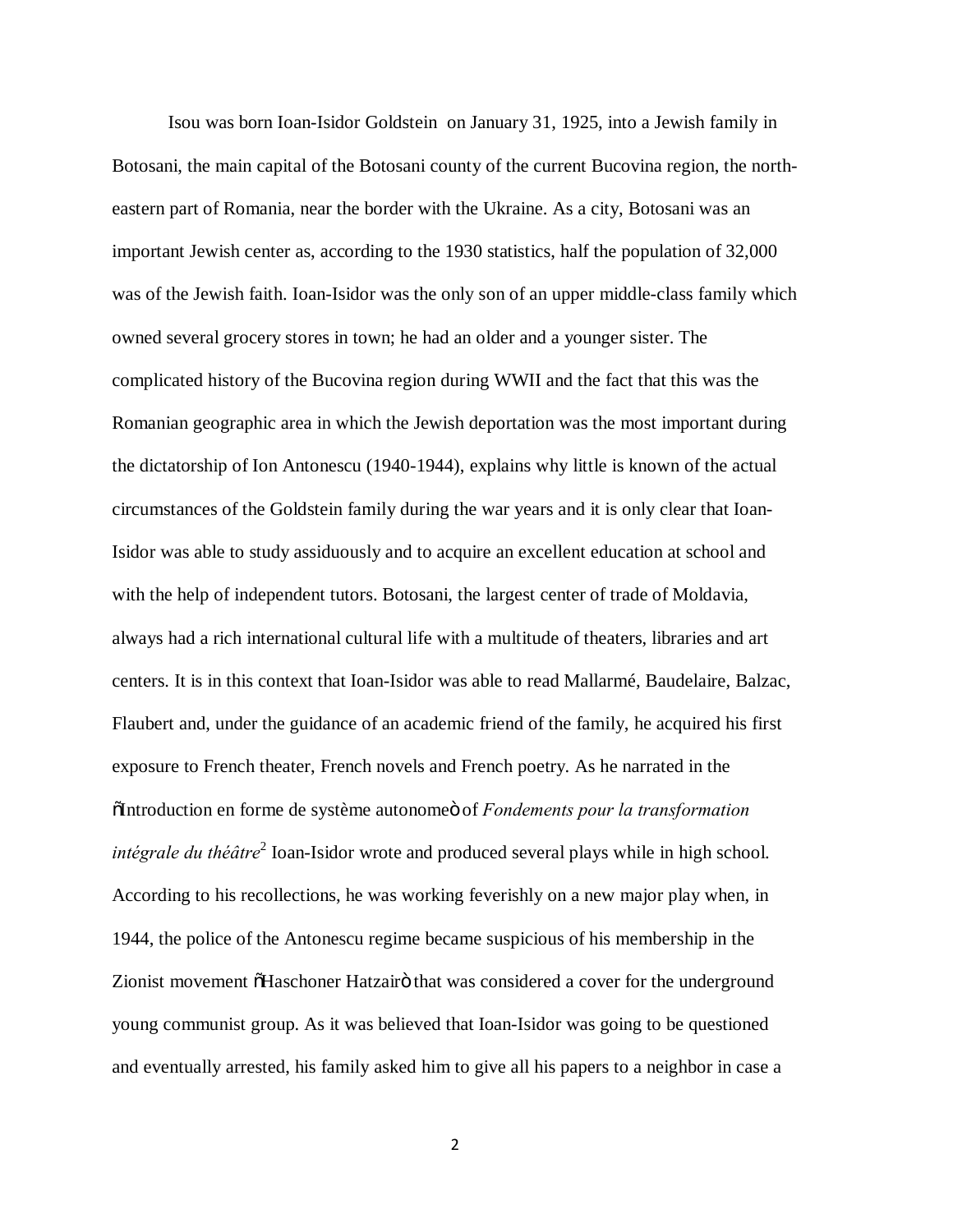Isou was born Ioan-Isidor Goldstein on January 31, 1925, into a Jewish family in Botosani, the main capital of the Botosani county of the current Bucovina region, the north-eastern part of Romania, near the border with the Ukraine. As a city, Botosani was an important Jewish center as, according to the 1930 statistics, half the population of 32,000 was of the Jewish faith. Ioan-Isidor was the only son of an upper middle-class family which owned several grocery stores in town; he had an older and a younger sister. The complicated history of the Bucovina region during WWII and the fact that this was the Romanian geographic area in which the Jewish deportation was the most important during the dictatorship of Ion Antonescu (1940-1944), explains why little is known of the actual circumstances of the Goldstein family during the war years and it is only clear that Ioan-Isidor was able to study assiduously and to acquire an excellent education at school and with the help of independent tutors. Botosani, the largest center of trade of Moldavia, always had a rich international cultural life with a multitude of theaters, libraries and art centers. It is in this context that Ioan-Isidor was able to read Mallarmé, Baudelaire, Balzac, Flaubert and, under the guidance of an academic friend of the family, he acquired his first exposure to French theater, French novels and French poetry. As he narrated in the "Introduction en forme de système autonome" of *Fondements pour la transformation intégrale du théâtre*[2] Ioan-Isidor wrote and produced several plays while in high school. According to his recollections, he was working feverishly on a new major play when, in 1944, the police of the Antonescu regime became suspicious of his membership in the Zionist movement "Haschoner Hatzair" that was considered a cover for the underground young communist group. As it was believed that Ioan-Isidor was going to be questioned and eventually arrested, his family asked him to give all his papers to a neighbor in case a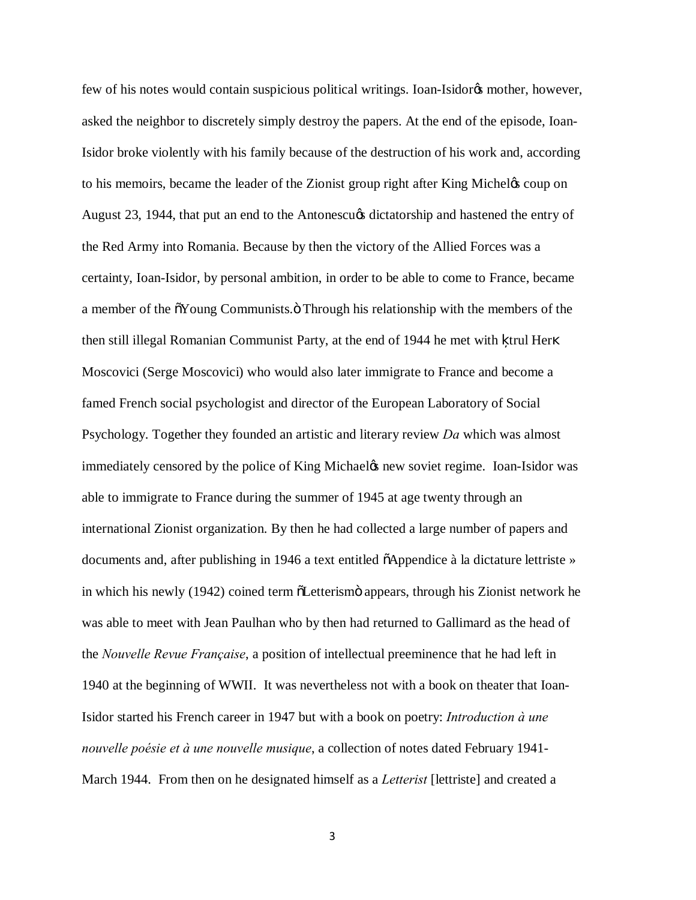few of his notes would contain suspicious political writings. Ioan-Isidor's mother, however, asked the neighbor to discretely simply destroy the papers. At the end of the episode, Ioan-Isidor broke violently with his family because of the destruction of his work and, according to his memoirs, became the leader of the Zionist group right after King Michel's coup on August 23, 1944, that put an end to the Antonescu's dictatorship and hastened the entry of the Red Army into Romania. Because by then the victory of the Allied Forces was a certainty, Ioan-Isidor, by personal ambition, in order to be able to come to France, became a member of the "Young Communists." Through his relationship with the members of the then still illegal Romanian Communist Party, at the end of 1944 he met with Ştrul Herş Moscovici (Serge Moscovici) who would also later immigrate to France and become a famed French social psychologist and director of the European Laboratory of Social Psychology. Together they founded an artistic and literary review *Da* which was almost immediately censored by the police of King Michael's new soviet regime. Ioan-Isidor was able to immigrate to France during the summer of 1945 at age twenty through an international Zionist organization. By then he had collected a large number of papers and documents and, after publishing in 1946 a text entitled "Appendice à la dictature lettriste » in which his newly (1942) coined term "Letterism" appears, through his Zionist network he was able to meet with Jean Paulhan who by then had returned to Gallimard as the head of the *Nouvelle Revue Française*, a position of intellectual preeminence that he had left in 1940 at the beginning of WWII. It was nevertheless not with a book on theater that Ioan-Isidor started his French career in 1947 but with a book on poetry: *Introduction à une nouvelle poésie et à une nouvelle musique*, a collection of notes dated February 1941-March 1944. From then on he designated himself as a *Letterist* [lettriste] and created a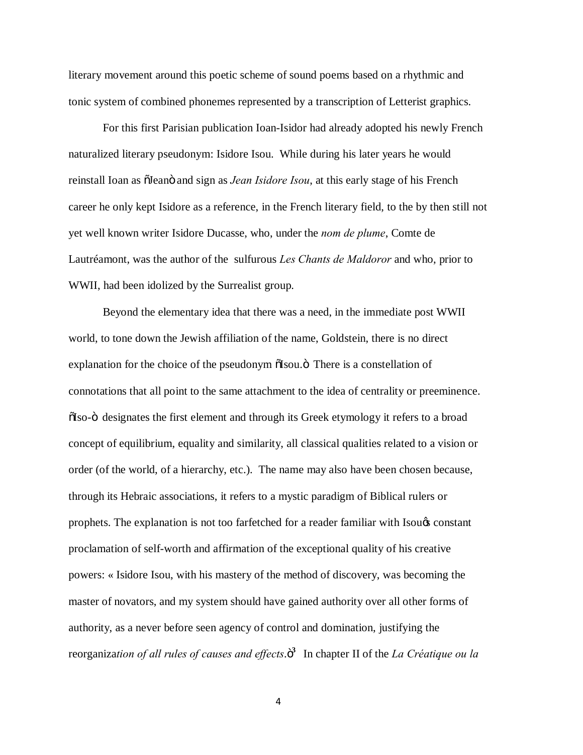literary movement around this poetic scheme of sound poems based on a rhythmic and tonic system of combined phonemes represented by a transcription of Letterist graphics.

For this first Parisian publication Ioan-Isidor had already adopted his newly French naturalized literary pseudonym: Isidore Isou. While during his later years he would reinstall Ioan as "Jean" and sign as *Jean Isidore Isou*, at this early stage of his French career he only kept Isidore as a reference, in the French literary field, to the by then still not yet well known writer Isidore Ducasse, who, under the *nom de plume*, Comte de Lautréamont, was the author of the sulfurous *Les Chants de Maldoror* and who, prior to WWII, had been idolized by the Surrealist group.

Beyond the elementary idea that there was a need, in the immediate post WWII world, to tone down the Jewish affiliation of the name, Goldstein, there is no direct explanation for the choice of the pseudonym "Isou." There is a constellation of connotations that all point to the same attachment to the idea of centrality or preeminence. "Iso-" designates the first element and through its Greek etymology it refers to a broad concept of equilibrium, equality and similarity, all classical qualities related to a vision or order (of the world, of a hierarchy, etc.). The name may also have been chosen because, through its Hebraic associations, it refers to a mystic paradigm of Biblical rulers or prophets. The explanation is not too farfetched for a reader familiar with Isou's constant proclamation of self-worth and affirmation of the exceptional quality of his creative powers: « Isidore Isou, with his mastery of the method of discovery, was becoming the master of novators, and my system should have gained authority over all other forms of authority, as a never before seen agency of control and domination, justifying the reorganiza*tion of all rules of causes and effects*."[3] In chapter II of the *La Créatique ou la*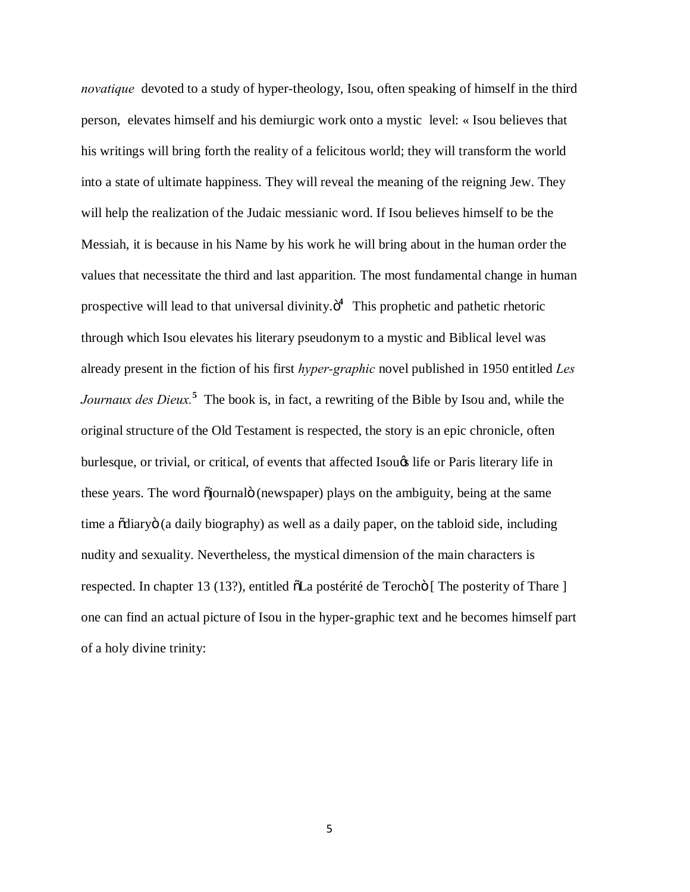*novatique* devoted to a study of hyper-theology, Isou, often speaking of himself in the third person, elevates himself and his demiurgic work onto a mystic level: « Isou believes that his writings will bring forth the reality of a felicitous world; they will transform the world into a state of ultimate happiness. They will reveal the meaning of the reigning Jew. They will help the realization of the Judaic messianic word. If Isou believes himself to be the Messiah, it is because in his Name by his work he will bring about in the human order the values that necessitate the third and last apparition. The most fundamental change in human prospective will lead to that universal divinity.ö[4] This prophetic and pathetic rhetoric through which Isou elevates his literary pseudonym to a mystic and Biblical level was already present in the fiction of his first *hyper-graphic* novel published in 1950 entitled *Les Journaux des Dieux.*[5] The book is, in fact, a rewriting of the Bible by Isou and, while the original structure of the Old Testament is respected, the story is an epic chronicle, often burlesque, or trivial, or critical, of events that affected Isouƒs life or Paris literary life in these years. The word õjournalö (newspaper) plays on the ambiguity, being at the same time a õdiaryö (a daily biography) as well as a daily paper, on the tabloid side, including nudity and sexuality. Nevertheless, the mystical dimension of the main characters is respected. In chapter 13 (13?), entitled õLa postérité de Terochö [ The posterity of Thare ] one can find an actual picture of Isou in the hyper-graphic text and he becomes himself part of a holy divine trinity: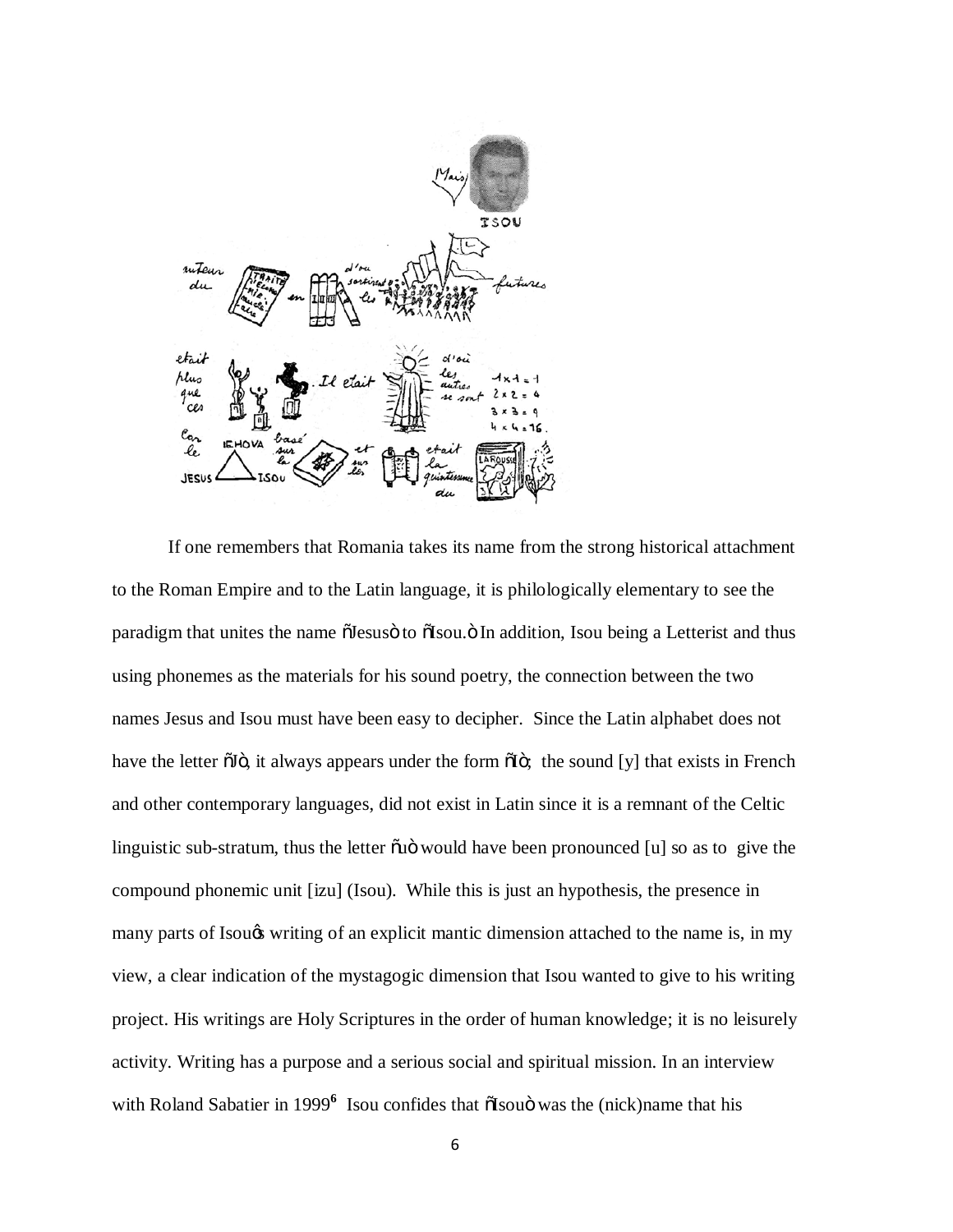If one remembers that Romania takes its name from the strong historical attachment to the Roman Empire and to the Latin language, it is philologically elementary to see the paradigm that unites the name "Jesus" to "Isou." In addition, Isou being a Letterist and thus using phonemes as the materials for his sound poetry, the connection between the two names Jesus and Isou must have been easy to decipher. Since the Latin alphabet does not have the letter "J", it always appears under the form "I"; the sound [y] that exists in French and other contemporary languages, did not exist in Latin since it is a remnant of the Celtic linguistic sub-stratum, thus the letter "u" would have been pronounced [u] so as to give the compound phonemic unit [izu] (Isou). While this is just an hypothesis, the presence in many parts of Isou's writing of an explicit mantic dimension attached to the name is, in my view, a clear indication of the mystagogic dimension that Isou wanted to give to his writing project. His writings are Holy Scriptures in the order of human knowledge; it is no leisurely activity. Writing has a purpose and a serious social and spiritual mission. In an interview with Roland Sabatier in 1999[6] Isou confides that "Isou" was the (nick)name that his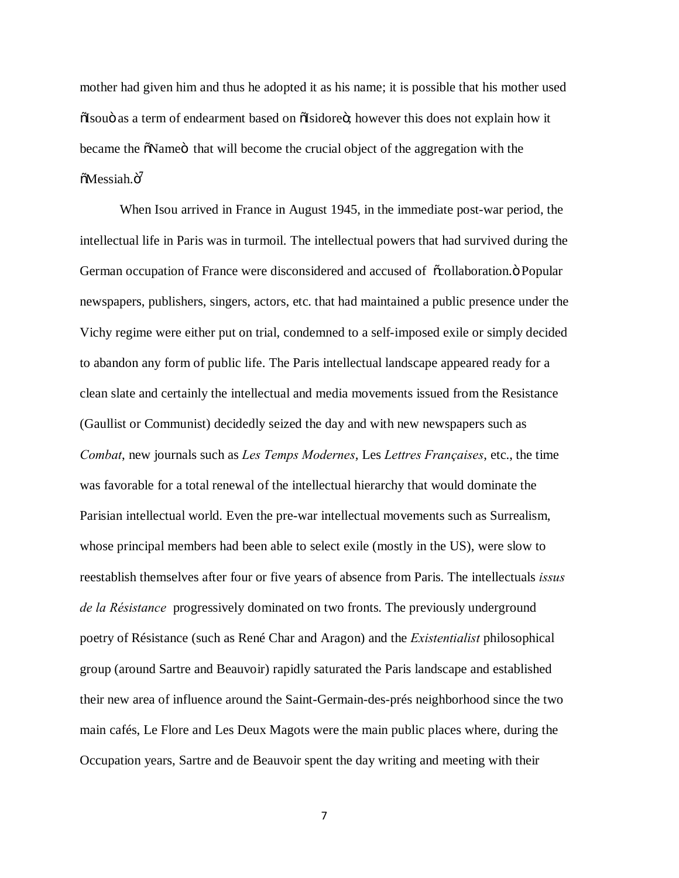mother had given him and thus he adopted it as his name; it is possible that his mother used "Isou" as a term of endearment based on "Isidore"; however this does not explain how it became the "Name" that will become the crucial object of the aggregation with the "Messiah."[7]

When Isou arrived in France in August 1945, in the immediate post-war period, the intellectual life in Paris was in turmoil. The intellectual powers that had survived during the German occupation of France were disconsidered and accused of "collaboration." Popular newspapers, publishers, singers, actors, etc. that had maintained a public presence under the Vichy regime were either put on trial, condemned to a self-imposed exile or simply decided to abandon any form of public life. The Paris intellectual landscape appeared ready for a clean slate and certainly the intellectual and media movements issued from the Resistance (Gaullist or Communist) decidedly seized the day and with new newspapers such as *Combat*, new journals such as *Les Temps Modernes*, Les *Lettres Françaises*, etc., the time was favorable for a total renewal of the intellectual hierarchy that would dominate the Parisian intellectual world. Even the pre-war intellectual movements such as Surrealism, whose principal members had been able to select exile (mostly in the US), were slow to reestablish themselves after four or five years of absence from Paris. The intellectuals *issus de la Résistance* progressively dominated on two fronts. The previously underground poetry of Résistance (such as René Char and Aragon) and the *Existentialist* philosophical group (around Sartre and Beauvoir) rapidly saturated the Paris landscape and established their new area of influence around the Saint-Germain-des-prés neighborhood since the two main cafés, Le Flore and Les Deux Magots were the main public places where, during the Occupation years, Sartre and de Beauvoir spent the day writing and meeting with their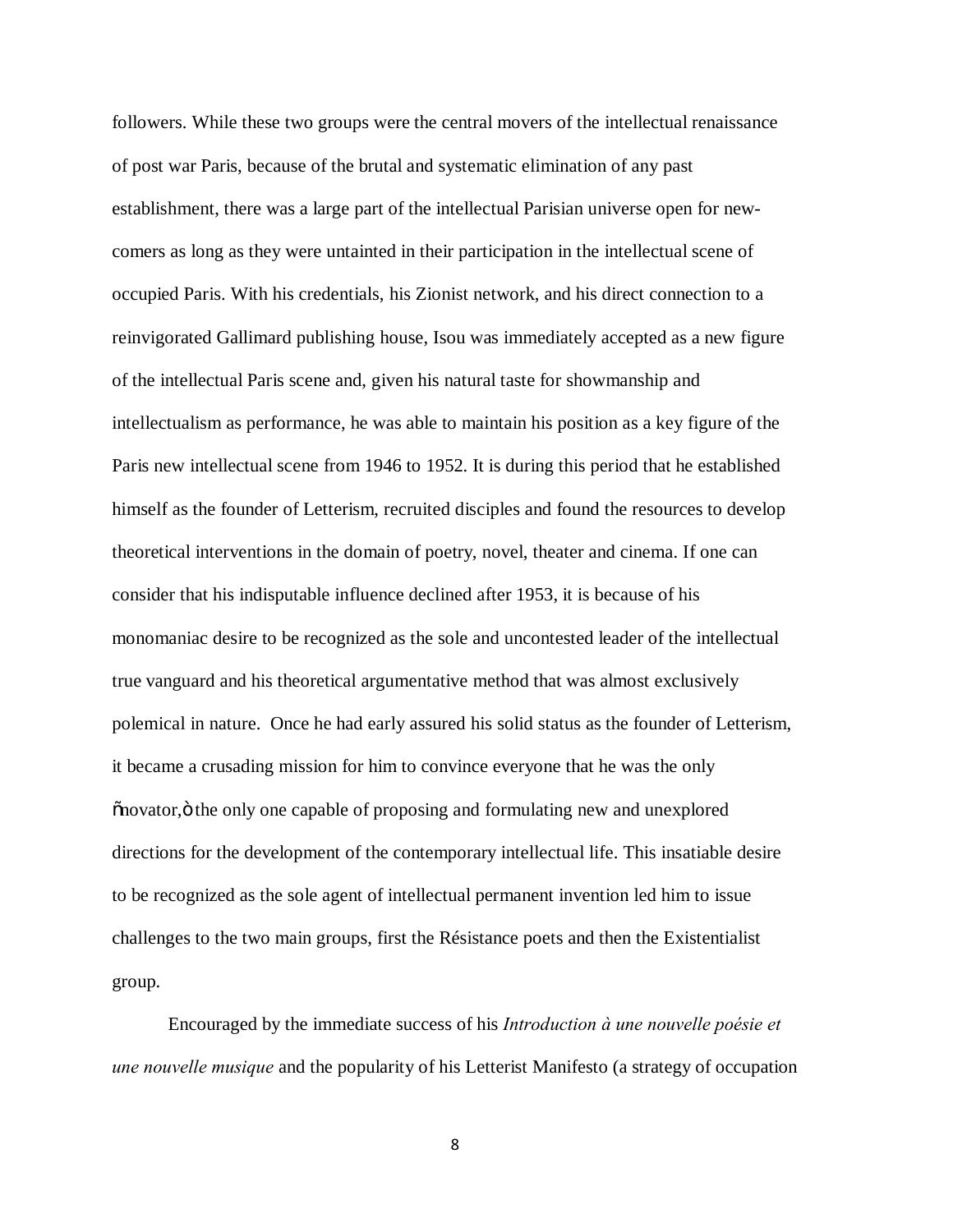followers. While these two groups were the central movers of the intellectual renaissance of post war Paris, because of the brutal and systematic elimination of any past establishment, there was a large part of the intellectual Parisian universe open for new-comers as long as they were untainted in their participation in the intellectual scene of occupied Paris. With his credentials, his Zionist network, and his direct connection to a reinvigorated Gallimard publishing house, Isou was immediately accepted as a new figure of the intellectual Paris scene and, given his natural taste for showmanship and intellectualism as performance, he was able to maintain his position as a key figure of the Paris new intellectual scene from 1946 to 1952. It is during this period that he established himself as the founder of Letterism, recruited disciples and found the resources to develop theoretical interventions in the domain of poetry, novel, theater and cinema. If one can consider that his indisputable influence declined after 1953, it is because of his monomaniac desire to be recognized as the sole and uncontested leader of the intellectual true vanguard and his theoretical argumentative method that was almost exclusively polemical in nature. Once he had early assured his solid status as the founder of Letterism, it became a crusading mission for him to convince everyone that he was the only "novator," the only one capable of proposing and formulating new and unexplored directions for the development of the contemporary intellectual life. This insatiable desire to be recognized as the sole agent of intellectual permanent invention led him to issue challenges to the two main groups, first the Résistance poets and then the Existentialist group.

Encouraged by the immediate success of his *Introduction à une nouvelle poésie et une nouvelle musique* and the popularity of his Letterist Manifesto (a strategy of occupation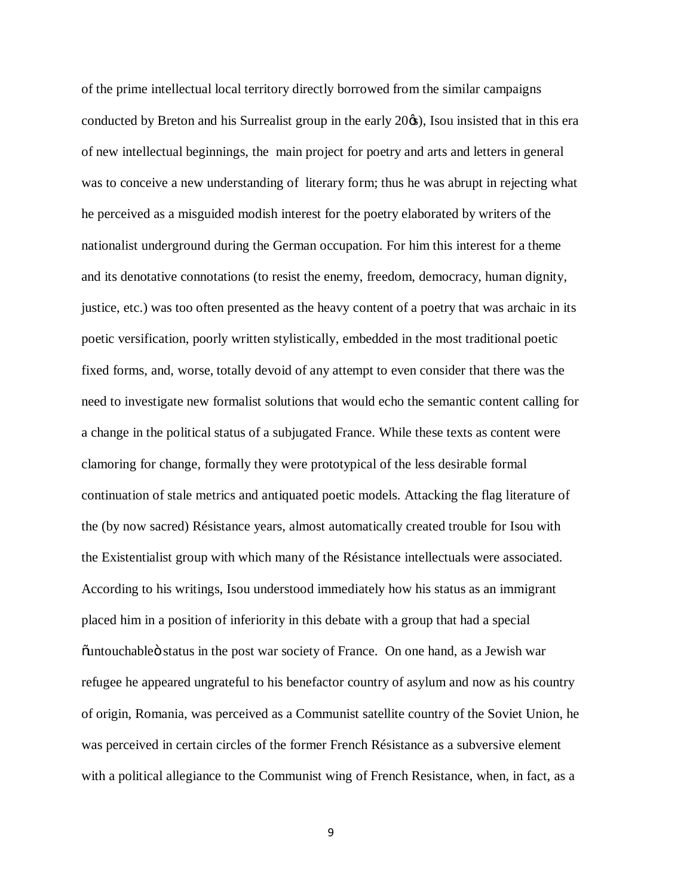of the prime intellectual local territory directly borrowed from the similar campaigns conducted by Breton and his Surrealist group in the early 20ʹs), Isou insisted that in this era of new intellectual beginnings, the main project for poetry and arts and letters in general was to conceive a new understanding of literary form; thus he was abrupt in rejecting what he perceived as a misguided modish interest for the poetry elaborated by writers of the nationalist underground during the German occupation. For him this interest for a theme and its denotative connotations (to resist the enemy, freedom, democracy, human dignity, justice, etc.) was too often presented as the heavy content of a poetry that was archaic in its poetic versification, poorly written stylistically, embedded in the most traditional poetic fixed forms, and, worse, totally devoid of any attempt to even consider that there was the need to investigate new formalist solutions that would echo the semantic content calling for a change in the political status of a subjugated France. While these texts as content were clamoring for change, formally they were prototypical of the less desirable formal continuation of stale metrics and antiquated poetic models. Attacking the flag literature of the (by now sacred) Résistance years, almost automatically created trouble for Isou with the Existentialist group with which many of the Résistance intellectuals were associated. According to his writings, Isou understood immediately how his status as an immigrant placed him in a position of inferiority in this debate with a group that had a special "untouchable" status in the post war society of France. On one hand, as a Jewish war refugee he appeared ungrateful to his benefactor country of asylum and now as his country of origin, Romania, was perceived as a Communist satellite country of the Soviet Union, he was perceived in certain circles of the former French Résistance as a subversive element with a political allegiance to the Communist wing of French Resistance, when, in fact, as a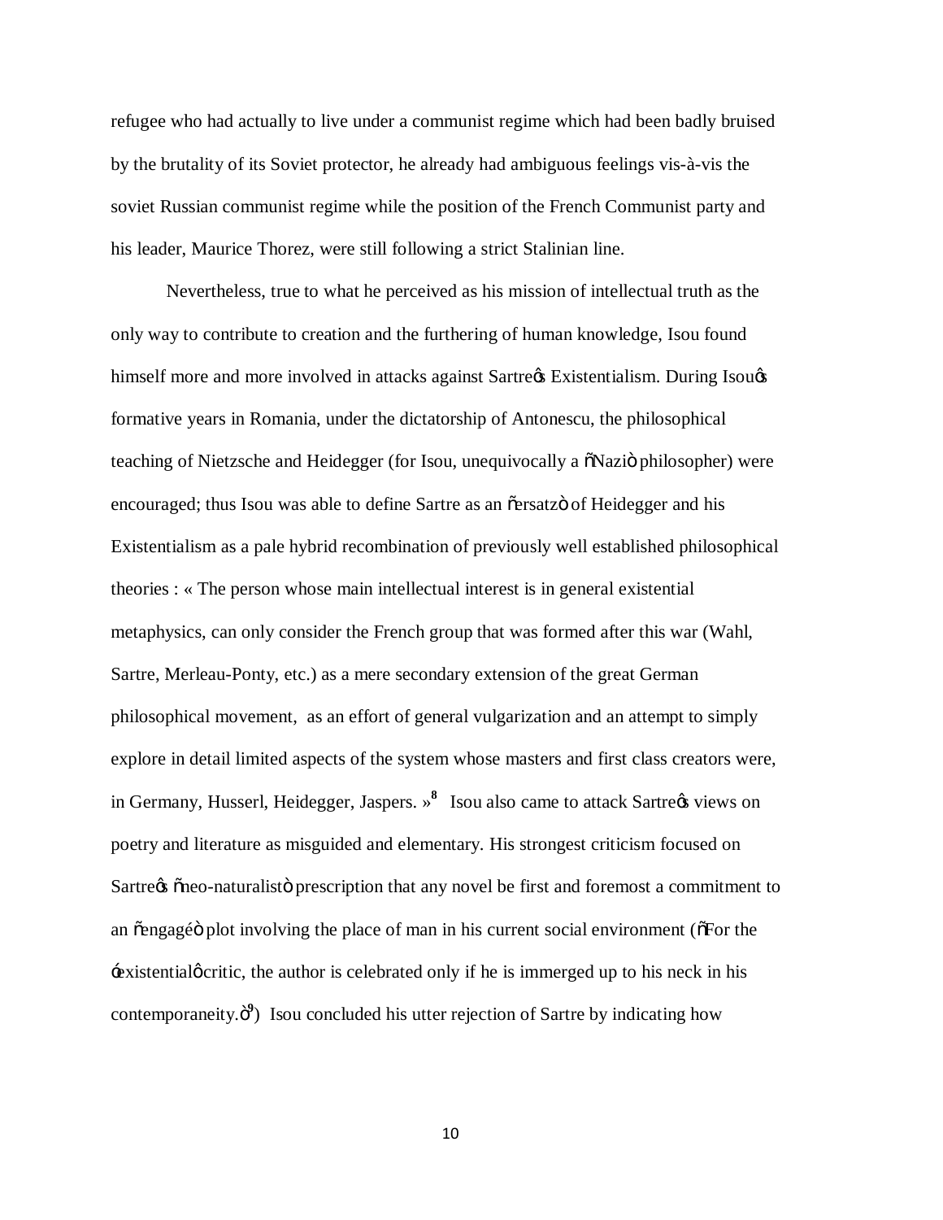refugee who had actually to live under a communist regime which had been badly bruised by the brutality of its Soviet protector, he already had ambiguous feelings vis-à-vis the soviet Russian communist regime while the position of the French Communist party and his leader, Maurice Thorez, were still following a strict Stalinian line.

Nevertheless, true to what he perceived as his mission of intellectual truth as the only way to contribute to creation and the furthering of human knowledge, Isou found himself more and more involved in attacks against Sartre's Existentialism. During Isou's formative years in Romania, under the dictatorship of Antonescu, the philosophical teaching of Nietzsche and Heidegger (for Isou, unequivocally a "Nazi" philosopher) were encouraged; thus Isou was able to define Sartre as an "ersatz" of Heidegger and his Existentialism as a pale hybrid recombination of previously well established philosophical theories : « The person whose main intellectual interest is in general existential metaphysics, can only consider the French group that was formed after this war (Wahl, Sartre, Merleau-Ponty, etc.) as a mere secondary extension of the great German philosophical movement, as an effort of general vulgarization and an attempt to simply explore in detail limited aspects of the system whose masters and first class creators were, in Germany, Husserl, Heidegger, Jaspers. »[8] Isou also came to attack Sartre's views on poetry and literature as misguided and elementary. His strongest criticism focused on Sartre's "neo-naturalist" prescription that any novel be first and foremost a commitment to an "engagé" plot involving the place of man in his current social environment ("For the 'existential' critic, the author is celebrated only if he is immerged up to his neck in his contemporaneity."[9]) Isou concluded his utter rejection of Sartre by indicating how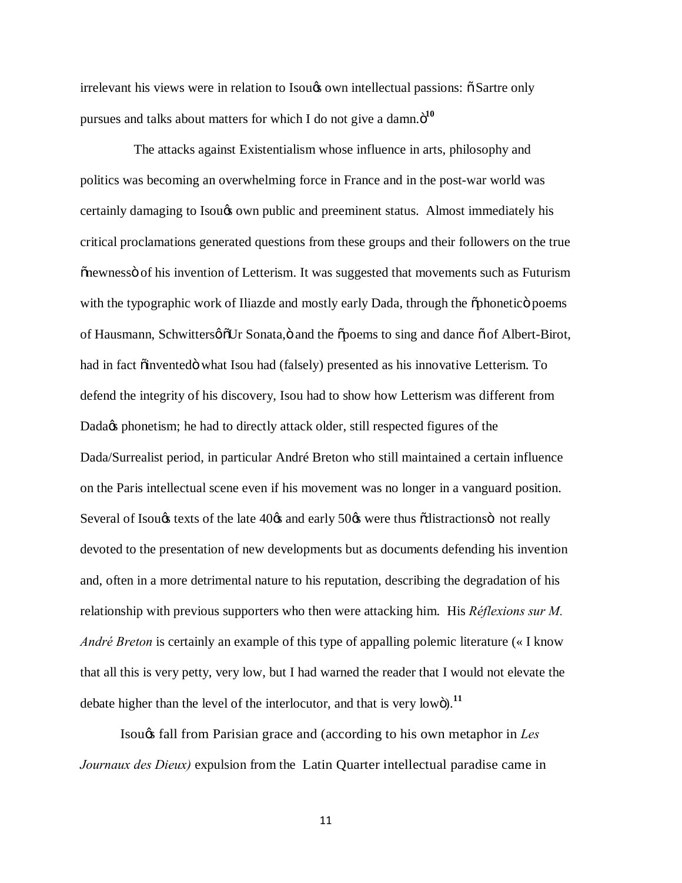irrelevant his views were in relation to Isou's own intellectual passions: "Sartre only pursues and talks about matters for which I do not give a damn."[10]

The attacks against Existentialism whose influence in arts, philosophy and politics was becoming an overwhelming force in France and in the post-war world was certainly damaging to Isou's own public and preeminent status. Almost immediately his critical proclamations generated questions from these groups and their followers on the true "newness" of his invention of Letterism. It was suggested that movements such as Futurism with the typographic work of Iliazde and mostly early Dada, through the "phonetic" poems of Hausmann, Schwitters' "Ur Sonata," and the "poems to sing and dance" of Albert-Birot, had in fact "invented" what Isou had (falsely) presented as his innovative Letterism. To defend the integrity of his discovery, Isou had to show how Letterism was different from Dada's phonetism; he had to directly attack older, still respected figures of the Dada/Surrealist period, in particular André Breton who still maintained a certain influence on the Paris intellectual scene even if his movement was no longer in a vanguard position. Several of Isou's texts of the late 40's and early 50's were thus "distractions" not really devoted to the presentation of new developments but as documents defending his invention and, often in a more detrimental nature to his reputation, describing the degradation of his relationship with previous supporters who then were attacking him. His *Réflexions sur M. André Breton* is certainly an example of this type of appalling polemic literature (« I know that all this is very petty, very low, but I had warned the reader that I would not elevate the debate higher than the level of the interlocutor, and that is very low").[11]

Isou's fall from Parisian grace and (according to his own metaphor in *Les Journaux des Dieux)* expulsion from the Latin Quarter intellectual paradise came in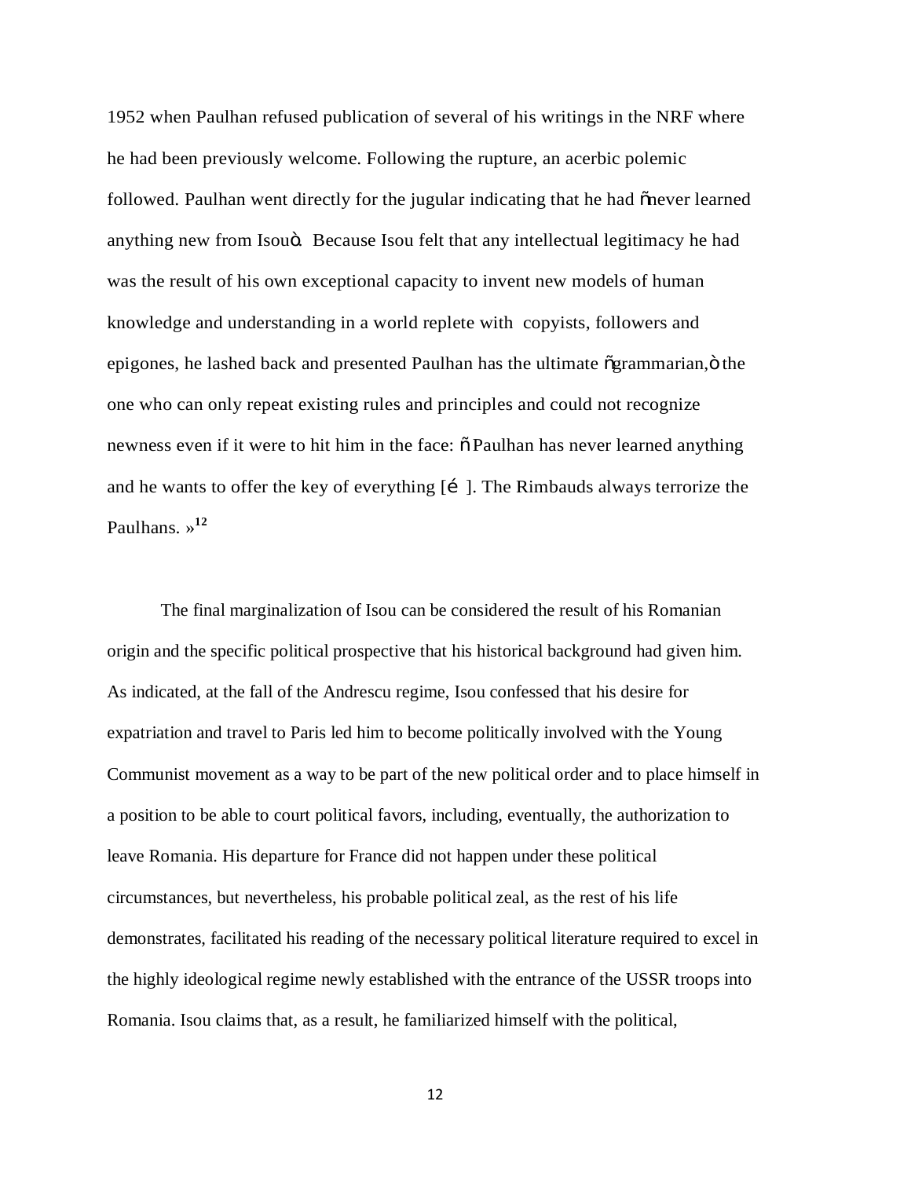1952 when Paulhan refused publication of several of his writings in the NRF where he had been previously welcome. Following the rupture, an acerbic polemic followed. Paulhan went directly for the jugular indicating that he had "never learned anything new from Isou". Because Isou felt that any intellectual legitimacy he had was the result of his own exceptional capacity to invent new models of human knowledge and understanding in a world replete with copyists, followers and epigones, he lashed back and presented Paulhan has the ultimate "grammarian," the one who can only repeat existing rules and principles and could not recognize newness even if it were to hit him in the face: « Paulhan has never learned anything and he wants to offer the key of everything […]. The Rimbauds always terrorize the Paulhans. »[12]

The final marginalization of Isou can be considered the result of his Romanian origin and the specific political prospective that his historical background had given him. As indicated, at the fall of the Andrescu regime, Isou confessed that his desire for expatriation and travel to Paris led him to become politically involved with the Young Communist movement as a way to be part of the new political order and to place himself in a position to be able to court political favors, including, eventually, the authorization to leave Romania. His departure for France did not happen under these political circumstances, but nevertheless, his probable political zeal, as the rest of his life demonstrates, facilitated his reading of the necessary political literature required to excel in the highly ideological regime newly established with the entrance of the USSR troops into Romania. Isou claims that, as a result, he familiarized himself with the political,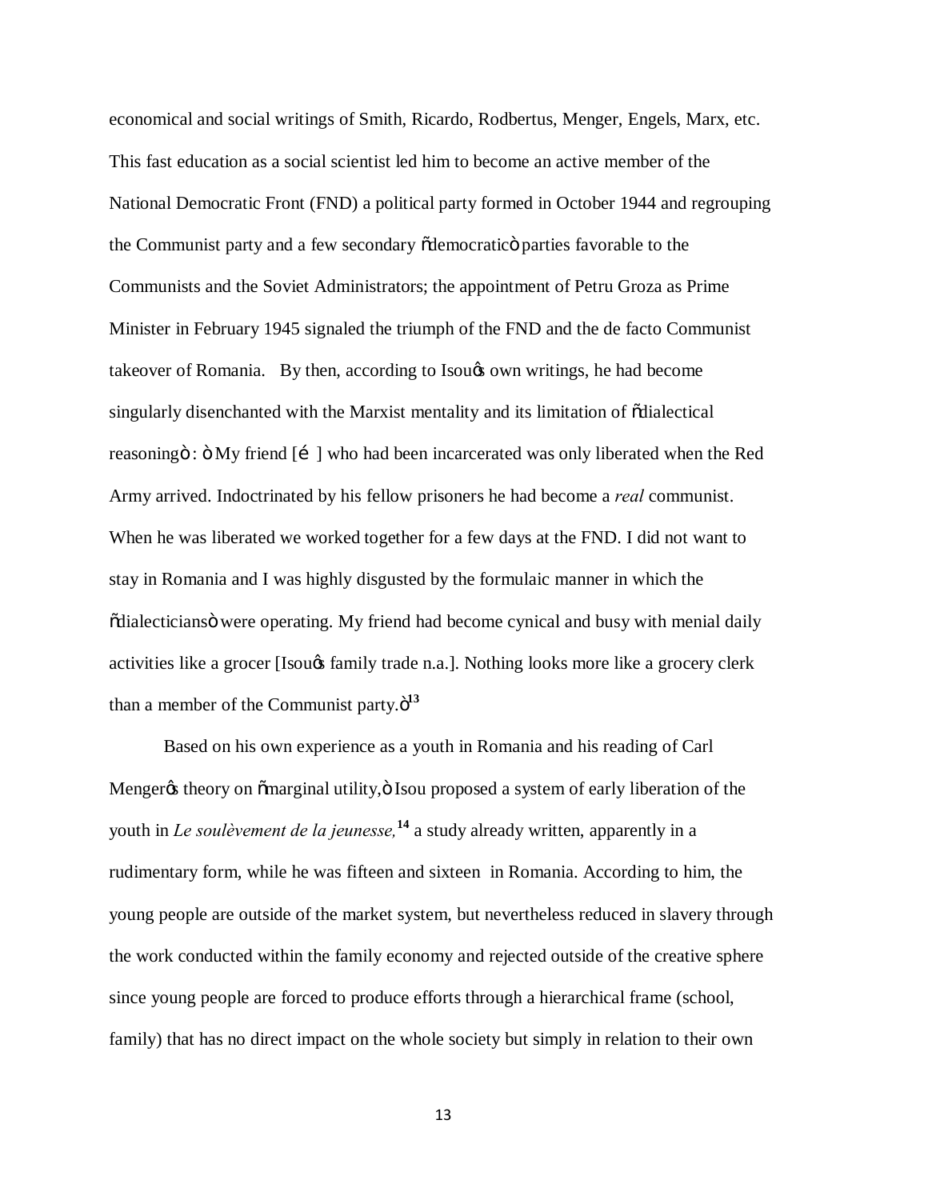economical and social writings of Smith, Ricardo, Rodbertus, Menger, Engels, Marx, etc. This fast education as a social scientist led him to become an active member of the National Democratic Front (FND) a political party formed in October 1944 and regrouping the Communist party and a few secondary "democratic" parties favorable to the Communists and the Soviet Administrators; the appointment of Petru Groza as Prime Minister in February 1945 signaled the triumph of the FND and the de facto Communist takeover of Romania. By then, according to Isou's own writings, he had become singularly disenchanted with the Marxist mentality and its limitation of "dialectical reasoning": "My friend […] who had been incarcerated was only liberated when the Red Army arrived. Indoctrinated by his fellow prisoners he had become a *real* communist. When he was liberated we worked together for a few days at the FND. I did not want to stay in Romania and I was highly disgusted by the formulaic manner in which the "dialecticians" were operating. My friend had become cynical and busy with menial daily activities like a grocer [Isou's family trade n.a.]. Nothing looks more like a grocery clerk than a member of the Communist party."[13]

Based on his own experience as a youth in Romania and his reading of Carl Menger's theory on "marginal utility," Isou proposed a system of early liberation of the youth in *Le soulèvement de la jeunesse,*[14] a study already written, apparently in a rudimentary form, while he was fifteen and sixteen in Romania. According to him, the young people are outside of the market system, but nevertheless reduced in slavery through the work conducted within the family economy and rejected outside of the creative sphere since young people are forced to produce efforts through a hierarchical frame (school, family) that has no direct impact on the whole society but simply in relation to their own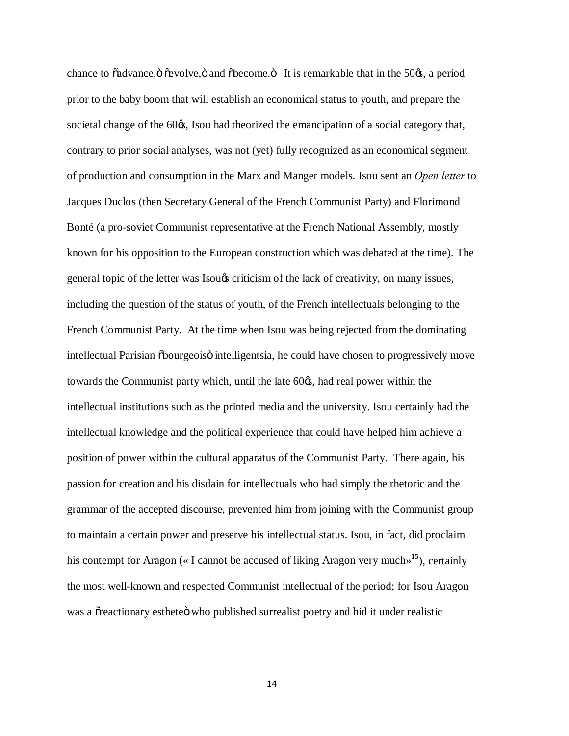chance to "advance," "evolve," and "become." It is remarkable that in the 50's, a period prior to the baby boom that will establish an economical status to youth, and prepare the societal change of the 60's, Isou had theorized the emancipation of a social category that, contrary to prior social analyses, was not (yet) fully recognized as an economical segment of production and consumption in the Marx and Manger models. Isou sent an *Open letter* to Jacques Duclos (then Secretary General of the French Communist Party) and Florimond Bonté (a pro-soviet Communist representative at the French National Assembly, mostly known for his opposition to the European construction which was debated at the time). The general topic of the letter was Isou's criticism of the lack of creativity, on many issues, including the question of the status of youth, of the French intellectuals belonging to the French Communist Party. At the time when Isou was being rejected from the dominating intellectual Parisian "bourgeois" intelligentsia, he could have chosen to progressively move towards the Communist party which, until the late 60's, had real power within the intellectual institutions such as the printed media and the university. Isou certainly had the intellectual knowledge and the political experience that could have helped him achieve a position of power within the cultural apparatus of the Communist Party. There again, his passion for creation and his disdain for intellectuals who had simply the rhetoric and the grammar of the accepted discourse, prevented him from joining with the Communist group to maintain a certain power and preserve his intellectual status. Isou, in fact, did proclaim his contempt for Aragon (« I cannot be accused of liking Aragon very much»[15]), certainly the most well-known and respected Communist intellectual of the period; for Isou Aragon was a "reactionary esthete" who published surrealist poetry and hid it under realistic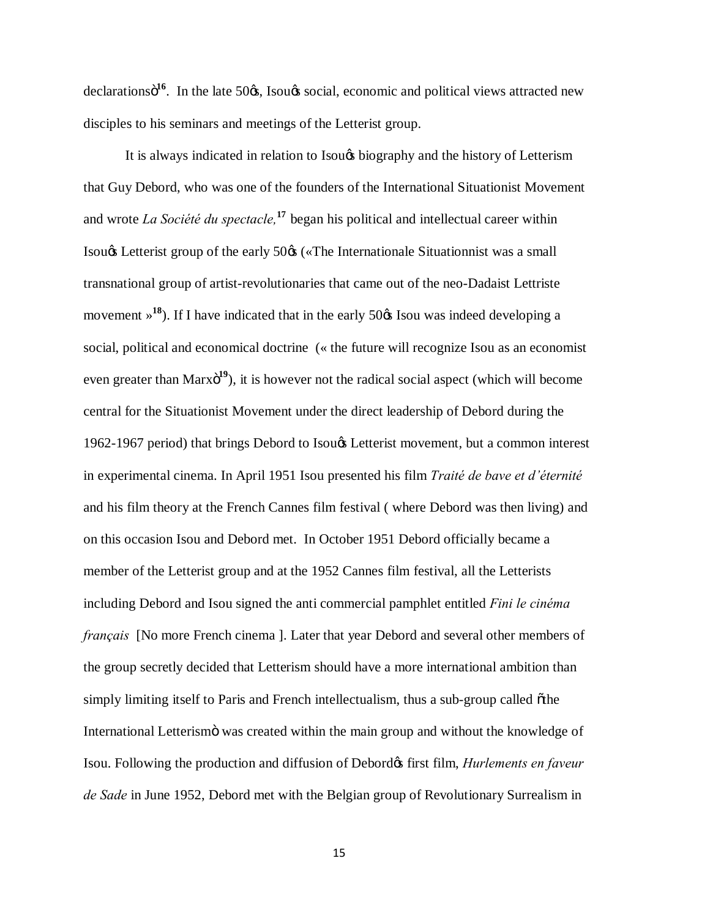declarations"[16]. In the late 50's, Isou's social, economic and political views attracted new disciples to his seminars and meetings of the Letterist group.

It is always indicated in relation to Isou's biography and the history of Letterism that Guy Debord, who was one of the founders of the International Situationist Movement and wrote *La Société du spectacle,*[17] began his political and intellectual career within Isou's Letterist group of the early 50's («The Internationale Situationnist was a small transnational group of artist-revolutionaries that came out of the neo-Dadaist Lettriste movement »[18]). If I have indicated that in the early 50's Isou was indeed developing a social, political and economical doctrine (« the future will recognize Isou as an economist even greater than Marx"[19]), it is however not the radical social aspect (which will become central for the Situationist Movement under the direct leadership of Debord during the 1962-1967 period) that brings Debord to Isou's Letterist movement, but a common interest in experimental cinema. In April 1951 Isou presented his film *Traité de bave et d'éternité* and his film theory at the French Cannes film festival ( where Debord was then living) and on this occasion Isou and Debord met. In October 1951 Debord officially became a member of the Letterist group and at the 1952 Cannes film festival, all the Letterists including Debord and Isou signed the anti commercial pamphlet entitled *Fini le cinéma français* [No more French cinema ]. Later that year Debord and several other members of the group secretly decided that Letterism should have a more international ambition than simply limiting itself to Paris and French intellectualism, thus a sub-group called "the International Letterism" was created within the main group and without the knowledge of Isou. Following the production and diffusion of Debord's first film, *Hurlements en faveur de Sade* in June 1952, Debord met with the Belgian group of Revolutionary Surrealism in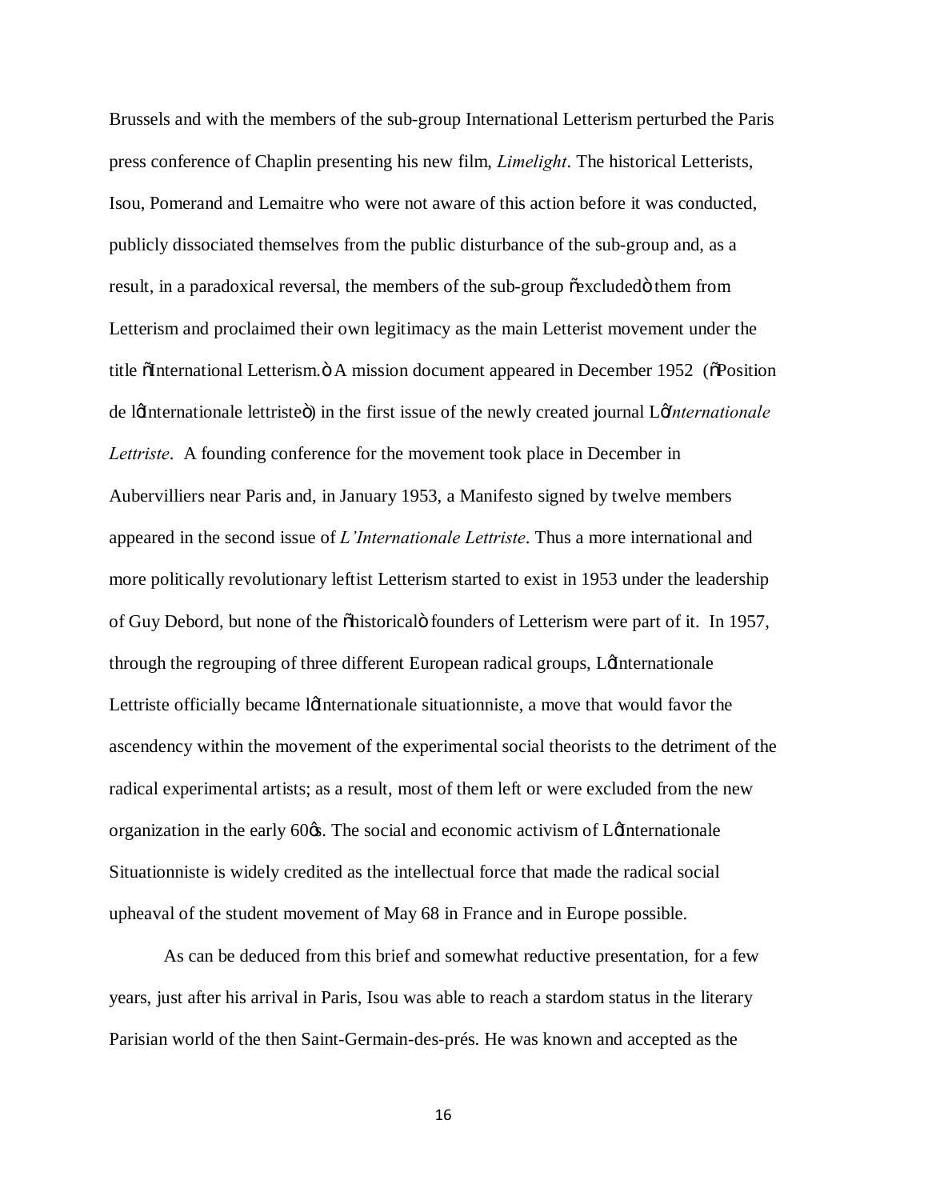Brussels and with the members of the sub-group International Letterism perturbed the Paris press conference of Chaplin presenting his new film, *Limelight*. The historical Letterists, Isou, Pomerand and Lemaitre who were not aware of this action before it was conducted, publicly dissociated themselves from the public disturbance of the sub-group and, as a result, in a paradoxical reversal, the members of the sub-group "excluded" them from Letterism and proclaimed their own legitimacy as the main Letterist movement under the title "International Letterism." A mission document appeared in December 1952 ("Position de l'Internationale lettriste") in the first issue of the newly created journal *L'Internationale Lettriste*. A founding conference for the movement took place in December in Aubervilliers near Paris and, in January 1953, a Manifesto signed by twelve members appeared in the second issue of *L'Internationale Lettriste*. Thus a more international and more politically revolutionary leftist Letterism started to exist in 1953 under the leadership of Guy Debord, but none of the "historical" founders of Letterism were part of it. In 1957, through the regrouping of three different European radical groups, L'Internationale Lettriste officially became l'Internationale situationniste, a move that would favor the ascendency within the movement of the experimental social theorists to the detriment of the radical experimental artists; as a result, most of them left or were excluded from the new organization in the early 60's. The social and economic activism of L'Internationale Situationniste is widely credited as the intellectual force that made the radical social upheaval of the student movement of May 68 in France and in Europe possible.

As can be deduced from this brief and somewhat reductive presentation, for a few years, just after his arrival in Paris, Isou was able to reach a stardom status in the literary Parisian world of the then Saint-Germain-des-prés. He was known and accepted as the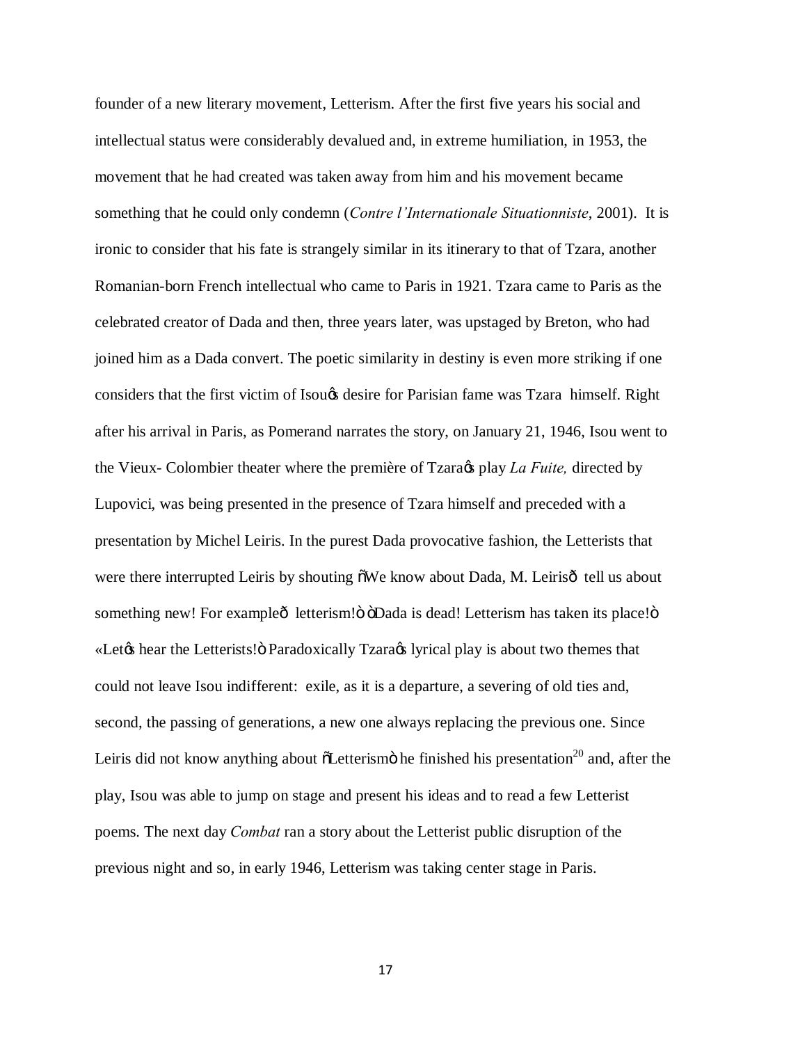founder of a new literary movement, Letterism. After the first five years his social and intellectual status were considerably devalued and, in extreme humiliation, in 1953, the movement that he had created was taken away from him and his movement became something that he could only condemn (*Contre l'Internationale Situationniste*, 2001). It is ironic to consider that his fate is strangely similar in its itinerary to that of Tzara, another Romanian-born French intellectual who came to Paris in 1921. Tzara came to Paris as the celebrated creator of Dada and then, three years later, was upstaged by Breton, who had joined him as a Dada convert. The poetic similarity in destiny is even more striking if one considers that the first victim of Isou's desire for Parisian fame was Tzara himself. Right after his arrival in Paris, as Pomerand narrates the story, on January 21, 1946, Isou went to the Vieux- Colombier theater where the première of Tzara's play *La Fuite,* directed by Lupovici, was being presented in the presence of Tzara himself and preceded with a presentation by Michel Leiris. In the purest Dada provocative fashion, the Letterists that were there interrupted Leiris by shouting "We know about Dada, M. Leiris— tell us about something new! For example— letterism!" "Dada is dead! Letterism has taken its place!" «Let's hear the Letterists!" Paradoxically Tzara's lyrical play is about two themes that could not leave Isou indifferent: exile, as it is a departure, a severing of old ties and, second, the passing of generations, a new one always replacing the previous one. Since Leiris did not know anything about "Letterism" he finished his presentation[20] and, after the play, Isou was able to jump on stage and present his ideas and to read a few Letterist poems. The next day *Combat* ran a story about the Letterist public disruption of the previous night and so, in early 1946, Letterism was taking center stage in Paris.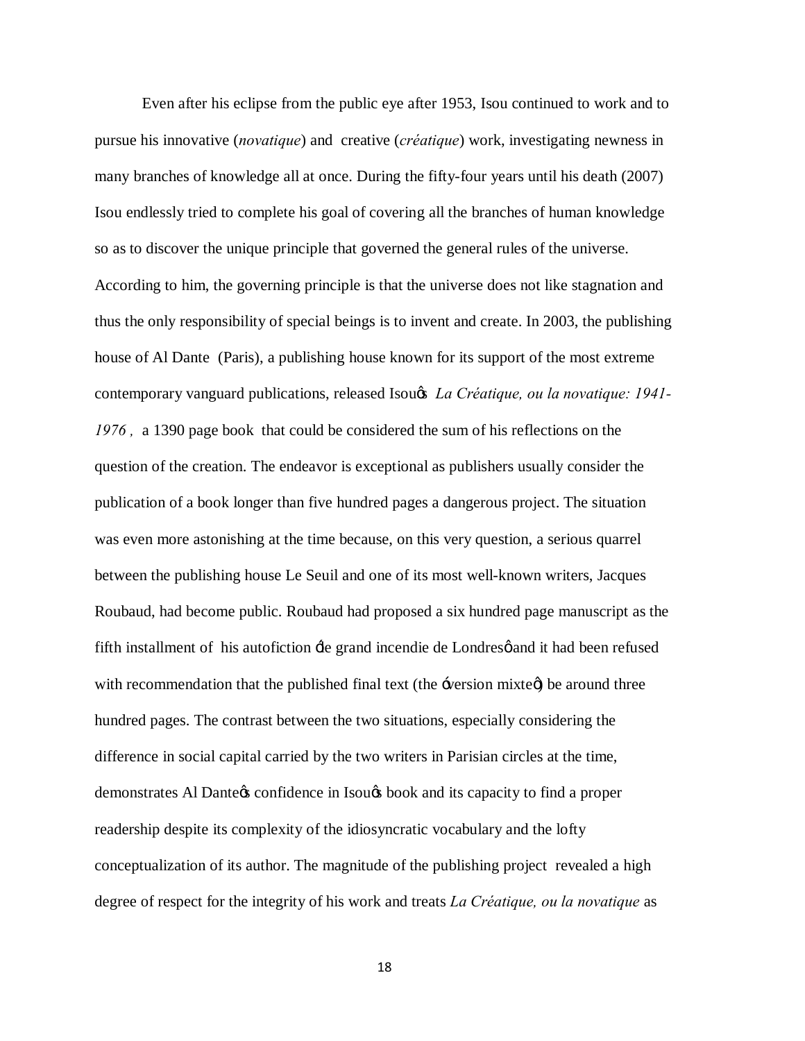Even after his eclipse from the public eye after 1953, Isou continued to work and to pursue his innovative (*novatique*) and creative (*créatique*) work, investigating newness in many branches of knowledge all at once. During the fifty-four years until his death (2007) Isou endlessly tried to complete his goal of covering all the branches of human knowledge so as to discover the unique principle that governed the general rules of the universe. According to him, the governing principle is that the universe does not like stagnation and thus the only responsibility of special beings is to invent and create. In 2003, the publishing house of Al Dante (Paris), a publishing house known for its support of the most extreme contemporary vanguard publications, released Isouǿs *La Créatique, ou la novatique: 1941-1976 ,* a 1390 page book that could be considered the sum of his reflections on the question of the creation. The endeavor is exceptional as publishers usually consider the publication of a book longer than five hundred pages a dangerous project. The situation was even more astonishing at the time because, on this very question, a serious quarrel between the publishing house Le Seuil and one of its most well-known writers, Jacques Roubaud, had become public. Roubaud had proposed a six hundred page manuscript as the fifth installment of his autofiction ‹le grand incendie de Londresǿ and it had been refused with recommendation that the published final text (the ‹version mixteǿ) be around three hundred pages. The contrast between the two situations, especially considering the difference in social capital carried by the two writers in Parisian circles at the time, demonstrates Al Danteǿs confidence in Isouǿs book and its capacity to find a proper readership despite its complexity of the idiosyncratic vocabulary and the lofty conceptualization of its author. The magnitude of the publishing project revealed a high degree of respect for the integrity of his work and treats *La Créatique, ou la novatique* as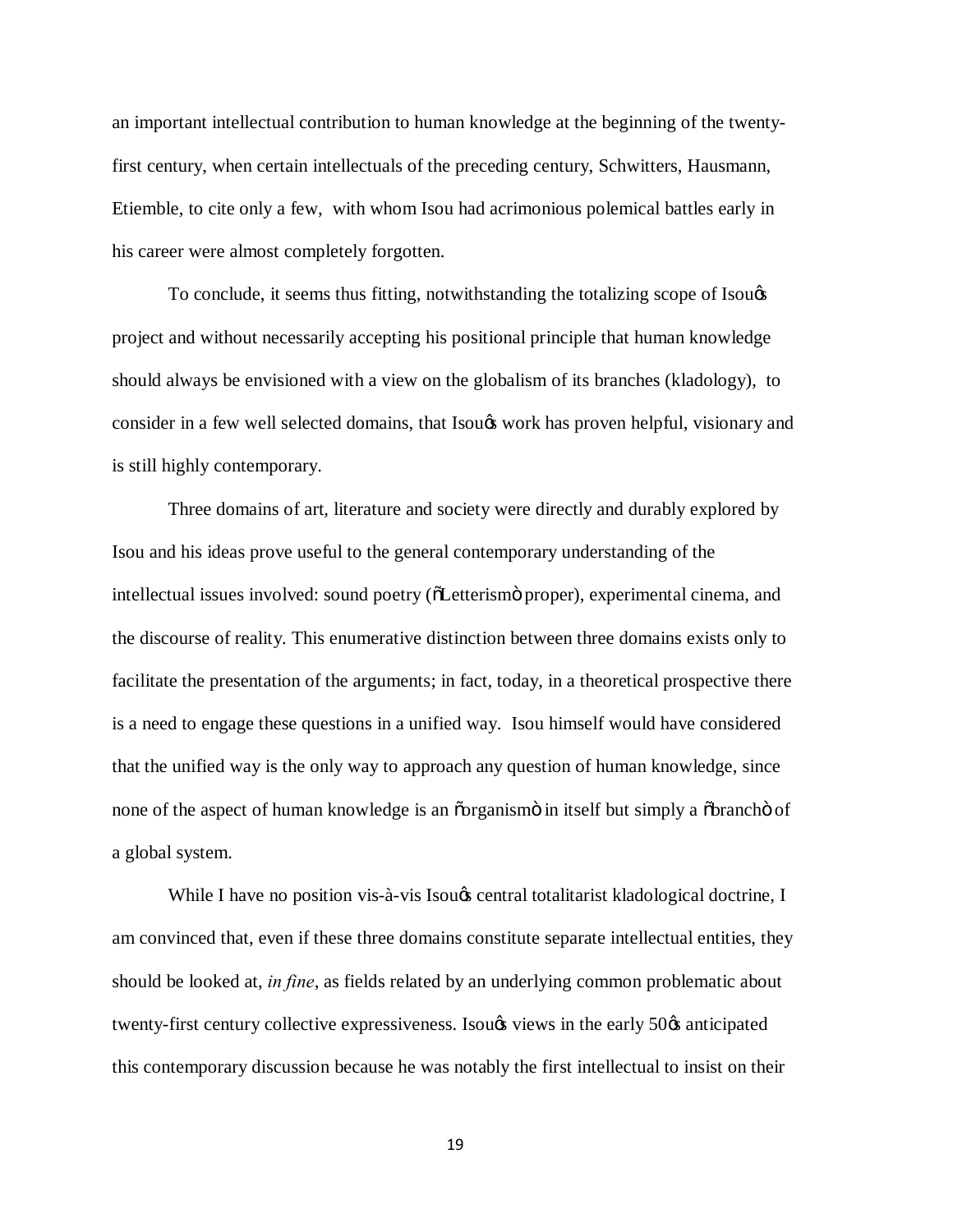an important intellectual contribution to human knowledge at the beginning of the twenty-first century, when certain intellectuals of the preceding century, Schwitters, Hausmann, Etiemble, to cite only a few, with whom Isou had acrimonious polemical battles early in his career were almost completely forgotten.

To conclude, it seems thus fitting, notwithstanding the totalizing scope of Isou's project and without necessarily accepting his positional principle that human knowledge should always be envisioned with a view on the globalism of its branches (kladology), to consider in a few well selected domains, that Isou's work has proven helpful, visionary and is still highly contemporary.

Three domains of art, literature and society were directly and durably explored by Isou and his ideas prove useful to the general contemporary understanding of the intellectual issues involved: sound poetry ("Letterism" proper), experimental cinema, and the discourse of reality. This enumerative distinction between three domains exists only to facilitate the presentation of the arguments; in fact, today, in a theoretical prospective there is a need to engage these questions in a unified way. Isou himself would have considered that the unified way is the only way to approach any question of human knowledge, since none of the aspect of human knowledge is an "organism" in itself but simply a "branch" of a global system.

While I have no position vis-à-vis Isou's central totalitarist kladological doctrine, I am convinced that, even if these three domains constitute separate intellectual entities, they should be looked at, *in fine*, as fields related by an underlying common problematic about twenty-first century collective expressiveness. Isou's views in the early 50's anticipated this contemporary discussion because he was notably the first intellectual to insist on their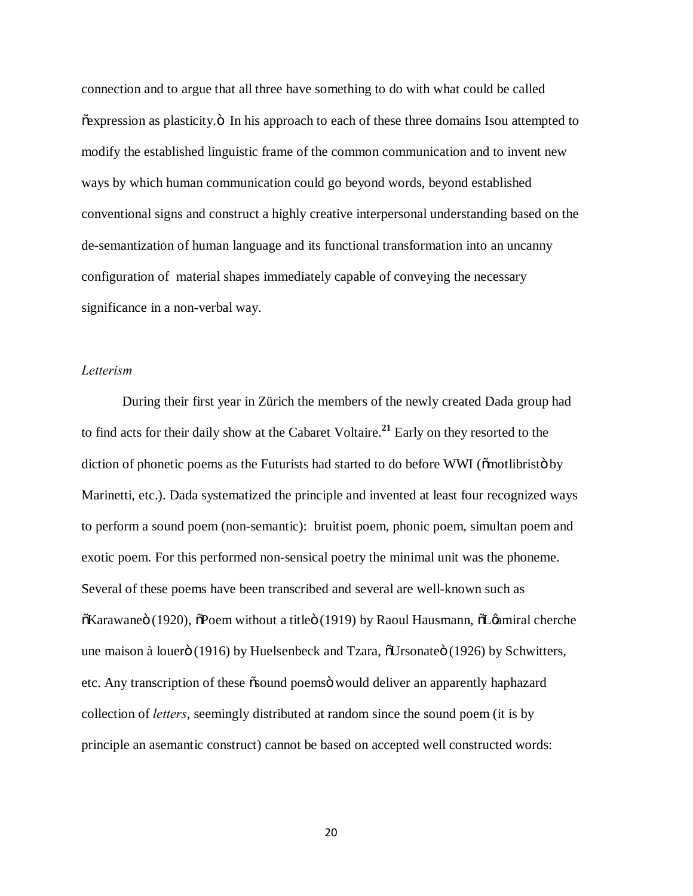connection and to argue that all three have something to do with what could be called "expression as plasticity." In his approach to each of these three domains Isou attempted to modify the established linguistic frame of the common communication and to invent new ways by which human communication could go beyond words, beyond established conventional signs and construct a highly creative interpersonal understanding based on the de-semantization of human language and its functional transformation into an uncanny configuration of material shapes immediately capable of conveying the necessary significance in a non-verbal way.

*Letterism*

During their first year in Zürich the members of the newly created Dada group had to find acts for their daily show at the Cabaret Voltaire.[21] Early on they resorted to the diction of phonetic poems as the Futurists had started to do before WWI ("motlibrist" by Marinetti, etc.). Dada systematized the principle and invented at least four recognized ways to perform a sound poem (non-semantic): bruitist poem, phonic poem, simultan poem and exotic poem. For this performed non-sensical poetry the minimal unit was the phoneme. Several of these poems have been transcribed and several are well-known such as "Karawane" (1920), "Poem without a title" (1919) by Raoul Hausmann, "L'amiral cherche une maison à louer" (1916) by Huelsenbeck and Tzara, "Ursonate" (1926) by Schwitters, etc. Any transcription of these "sound poems" would deliver an apparently haphazard collection of *letters*, seemingly distributed at random since the sound poem (it is by principle an asemantic construct) cannot be based on accepted well constructed words: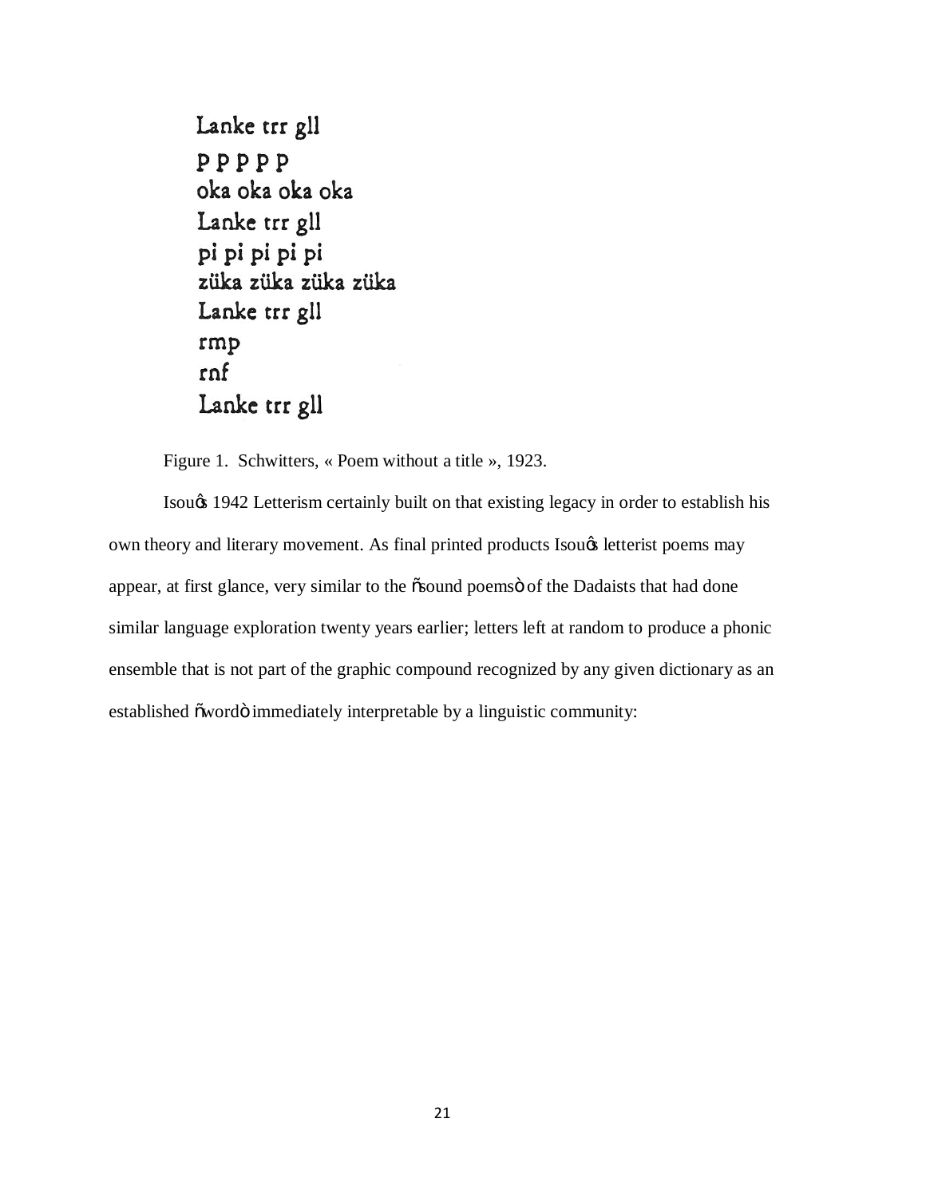Lanke trr gll  
p p p p p  
oka oka oka oka  
Lanke trr gll  
pi pi pi pi pi  
züka züka züka züka  
Lanke trr gll  
rmp  
rnf  
Lanke trr gll

Figure 1. Schwitters, « Poem without a title », 1923.

Isou's 1942 Letterism certainly built on that existing legacy in order to establish his own theory and literary movement. As final printed products Isou's letterist poems may appear, at first glance, very similar to the "sound poems" of the Dadaists that had done similar language exploration twenty years earlier; letters left at random to produce a phonic ensemble that is not part of the graphic compound recognized by any given dictionary as an established "word" immediately interpretable by a linguistic community: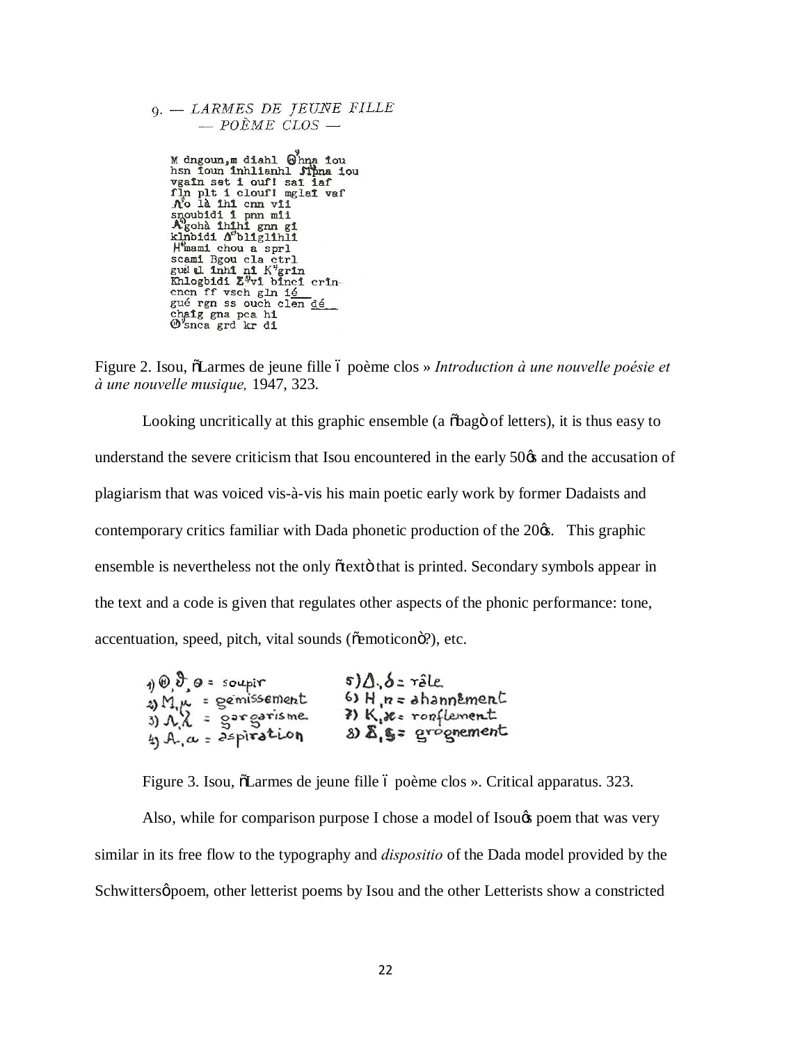9. — *LARMES DE JEUNE FILLE*
— *POÈME CLOS* —

M dngoun, m diahl Θ hna iou
hsn ioun inhlianhl Ʌ hna iou
vgaîn set i ouf! saî iaf
fîn plt i clouf! mglaî vaf
Ʌ o là ihi cnn vii
snoubidi i pnn mii
A gohà ihihi gnn gi
klnbidi Δ bligliihli
H mami chou a sprl
scami Bgou cla ctrl
gué el inhi ni K grîn
Khlogbidi Σ vi binci crîn-
cncn ff vsch gln ié
gué rgn ss ouch clen dé
chaîg gna pca hi
Θ snca grd kr di

Figure 2. Isou, "Larmes de jeune fille – poème clos » *Introduction à une nouvelle poésie et à une nouvelle musique,* 1947, 323.

Looking uncritically at this graphic ensemble (a "bag" of letters), it is thus easy to understand the severe criticism that Isou encountered in the early 50's and the accusation of plagiarism that was voiced vis-à-vis his main poetic early work by former Dadaists and contemporary critics familiar with Dada phonetic production of the 20's. This graphic ensemble is nevertheless not the only "text" that is printed. Secondary symbols appear in the text and a code is given that regulates other aspects of the phonic performance: tone, accentuation, speed, pitch, vital sounds ("emoticon"?), etc.

1) Θ, ϑ, Θ = soupir
2) M, μ = gémissement
3) Ʌ, λ = gargarisme
4) A, α = aspiration
5) Δ, δ = râle
6) H, n = ahannement
7) K, ϰ = ronflement
8) Σ, ς = grognement

Figure 3. Isou, "Larmes de jeune fille – poème clos ». Critical apparatus. 323.

Also, while for comparison purpose I chose a model of Isou's poem that was very similar in its free flow to the typography and *dispositio* of the Dada model provided by the Schwitters' poem, other letterist poems by Isou and the other Letterists show a constricted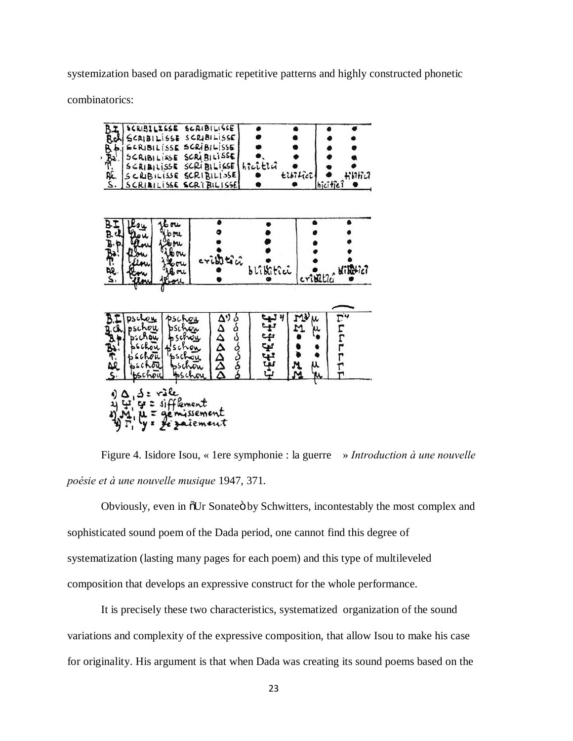systemization based on paradigmatic repetitive patterns and highly constructed phonetic combinatorics:

Figure 4. Isidore Isou, « 1ere symphonie : la guerre » *Introduction à une nouvelle poésie et à une nouvelle musique* 1947, 371.

Obviously, even in "Ur Sonate" by Schwitters, incontestably the most complex and sophisticated sound poem of the Dada period, one cannot find this degree of systematization (lasting many pages for each poem) and this type of multileveled composition that develops an expressive construct for the whole performance.

It is precisely these two characteristics, systematized organization of the sound variations and complexity of the expressive composition, that allow Isou to make his case for originality. His argument is that when Dada was creating its sound poems based on the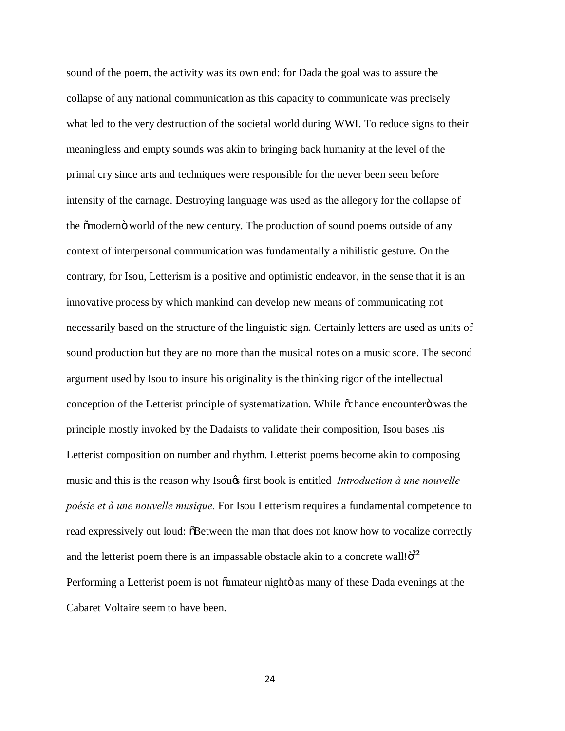sound of the poem, the activity was its own end: for Dada the goal was to assure the collapse of any national communication as this capacity to communicate was precisely what led to the very destruction of the societal world during WWI. To reduce signs to their meaningless and empty sounds was akin to bringing back humanity at the level of the primal cry since arts and techniques were responsible for the never been seen before intensity of the carnage. Destroying language was used as the allegory for the collapse of the "modern" world of the new century. The production of sound poems outside of any context of interpersonal communication was fundamentally a nihilistic gesture. On the contrary, for Isou, Letterism is a positive and optimistic endeavor, in the sense that it is an innovative process by which mankind can develop new means of communicating not necessarily based on the structure of the linguistic sign. Certainly letters are used as units of sound production but they are no more than the musical notes on a music score. The second argument used by Isou to insure his originality is the thinking rigor of the intellectual conception of the Letterist principle of systematization. While "chance encounter" was the principle mostly invoked by the Dadaists to validate their composition, Isou bases his Letterist composition on number and rhythm. Letterist poems become akin to composing music and this is the reason why Isou's first book is entitled *Introduction à une nouvelle poésie et à une nouvelle musique.* For Isou Letterism requires a fundamental competence to read expressively out loud: "Between the man that does not know how to vocalize correctly and the letterist poem there is an impassable obstacle akin to a concrete wall!"[22] Performing a Letterist poem is not "amateur night" as many of these Dada evenings at the Cabaret Voltaire seem to have been.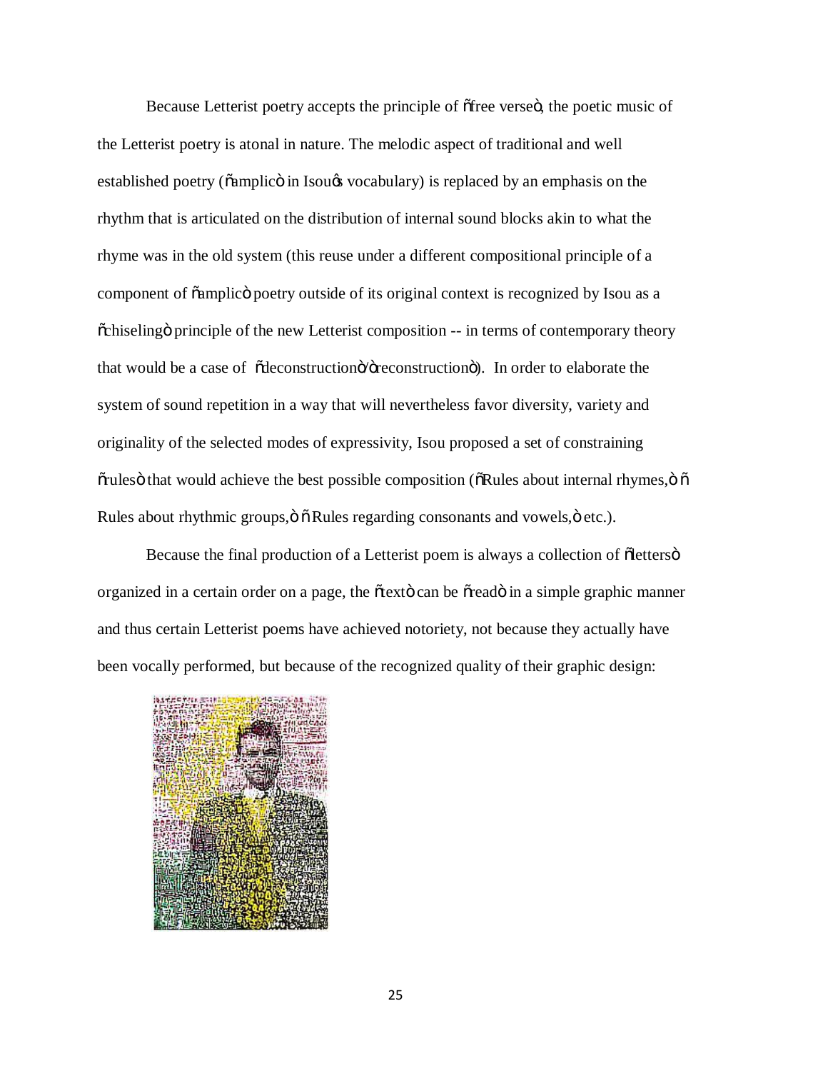Because Letterist poetry accepts the principle of "free verse", the poetic music of the Letterist poetry is atonal in nature. The melodic aspect of traditional and well established poetry ("amplic" in Isou's vocabulary) is replaced by an emphasis on the rhythm that is articulated on the distribution of internal sound blocks akin to what the rhyme was in the old system (this reuse under a different compositional principle of a component of "amplic" poetry outside of its original context is recognized by Isou as a "chiseling" principle of the new Letterist composition -- in terms of contemporary theory that would be a case of "deconstruction"/"reconstruction"). In order to elaborate the system of sound repetition in a way that will nevertheless favor diversity, variety and originality of the selected modes of expressivity, Isou proposed a set of constraining "rules" that would achieve the best possible composition ("Rules about internal rhymes," "Rules about rhythmic groups," "Rules regarding consonants and vowels," etc.).

Because the final production of a Letterist poem is always a collection of "letters" organized in a certain order on a page, the "text" can be "read" in a simple graphic manner and thus certain Letterist poems have achieved notoriety, not because they actually have been vocally performed, but because of the recognized quality of their graphic design: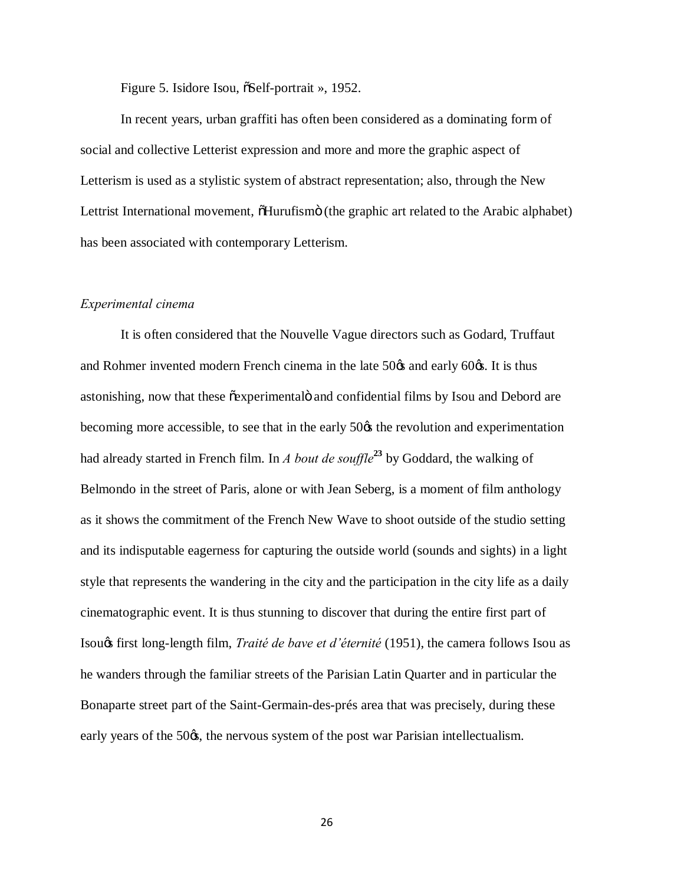Figure 5. Isidore Isou, "Self-portrait », 1952.

In recent years, urban graffiti has often been considered as a dominating form of social and collective Letterist expression and more and more the graphic aspect of Letterism is used as a stylistic system of abstract representation; also, through the New Lettrist International movement, "Hurufism" (the graphic art related to the Arabic alphabet) has been associated with contemporary Letterism.

### *Experimental cinema*

It is often considered that the Nouvelle Vague directors such as Godard, Truffaut and Rohmer invented modern French cinema in the late 50's and early 60's. It is thus astonishing, now that these "experimental" and confidential films by Isou and Debord are becoming more accessible, to see that in the early 50's the revolution and experimentation had already started in French film. In *A bout de souffle*[23] by Goddard, the walking of Belmondo in the street of Paris, alone or with Jean Seberg, is a moment of film anthology as it shows the commitment of the French New Wave to shoot outside of the studio setting and its indisputable eagerness for capturing the outside world (sounds and sights) in a light style that represents the wandering in the city and the participation in the city life as a daily cinematographic event. It is thus stunning to discover that during the entire first part of Isou's first long-length film, *Traité de bave et d'éternité* (1951), the camera follows Isou as he wanders through the familiar streets of the Parisian Latin Quarter and in particular the Bonaparte street part of the Saint-Germain-des-prés area that was precisely, during these early years of the 50's, the nervous system of the post war Parisian intellectualism.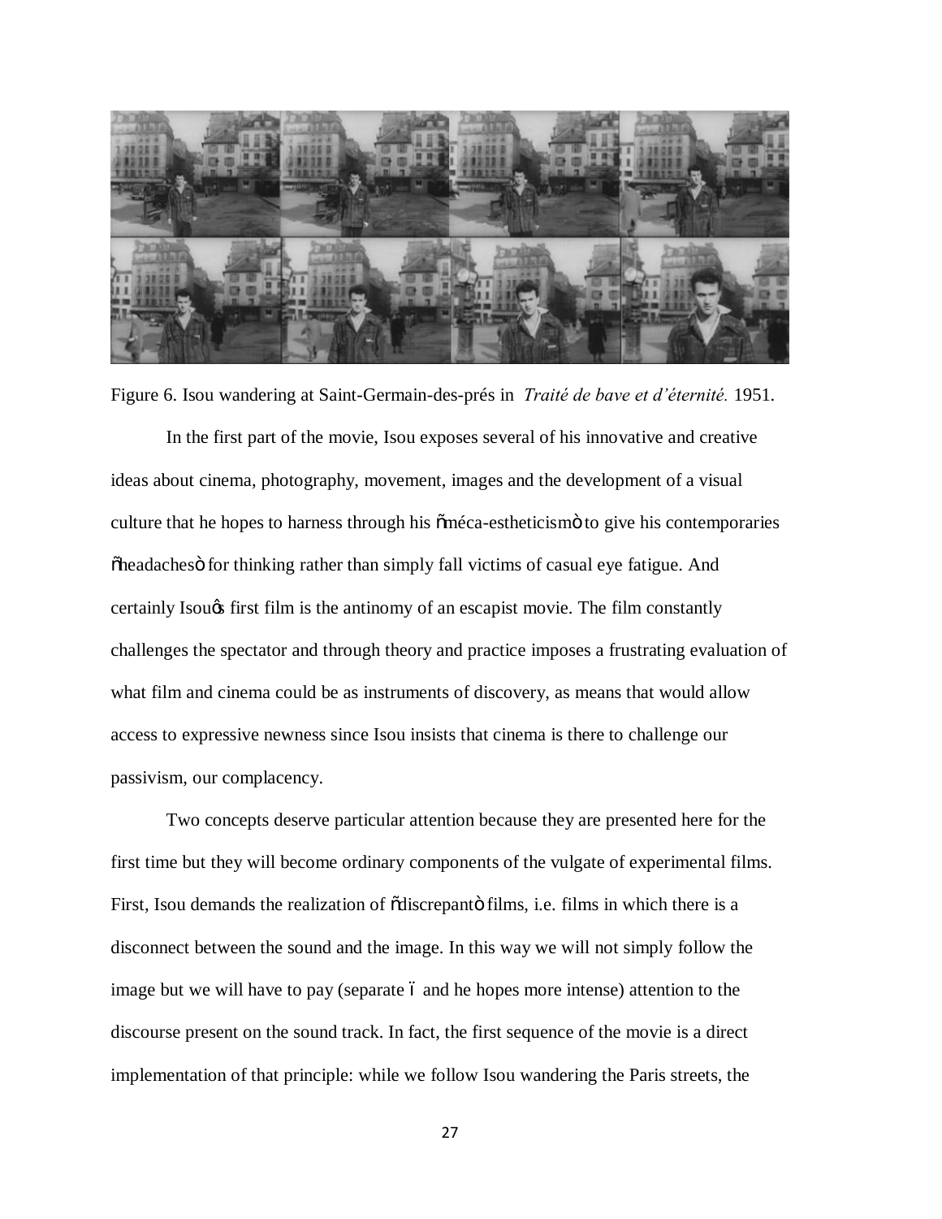Figure 6. Isou wandering at Saint-Germain-des-prés in *Traité de bave et d'éternité.* 1951.

In the first part of the movie, Isou exposes several of his innovative and creative ideas about cinema, photography, movement, images and the development of a visual culture that he hopes to harness through his "méca-estheticism" to give his contemporaries "headaches" for thinking rather than simply fall victims of casual eye fatigue. And certainly Isou's first film is the antinomy of an escapist movie. The film constantly challenges the spectator and through theory and practice imposes a frustrating evaluation of what film and cinema could be as instruments of discovery, as means that would allow access to expressive newness since Isou insists that cinema is there to challenge our passivism, our complacency.

Two concepts deserve particular attention because they are presented here for the first time but they will become ordinary components of the vulgate of experimental films. First, Isou demands the realization of "discrepant" films, i.e. films in which there is a disconnect between the sound and the image. In this way we will not simply follow the image but we will have to pay (separate – and he hopes more intense) attention to the discourse present on the sound track. In fact, the first sequence of the movie is a direct implementation of that principle: while we follow Isou wandering the Paris streets, the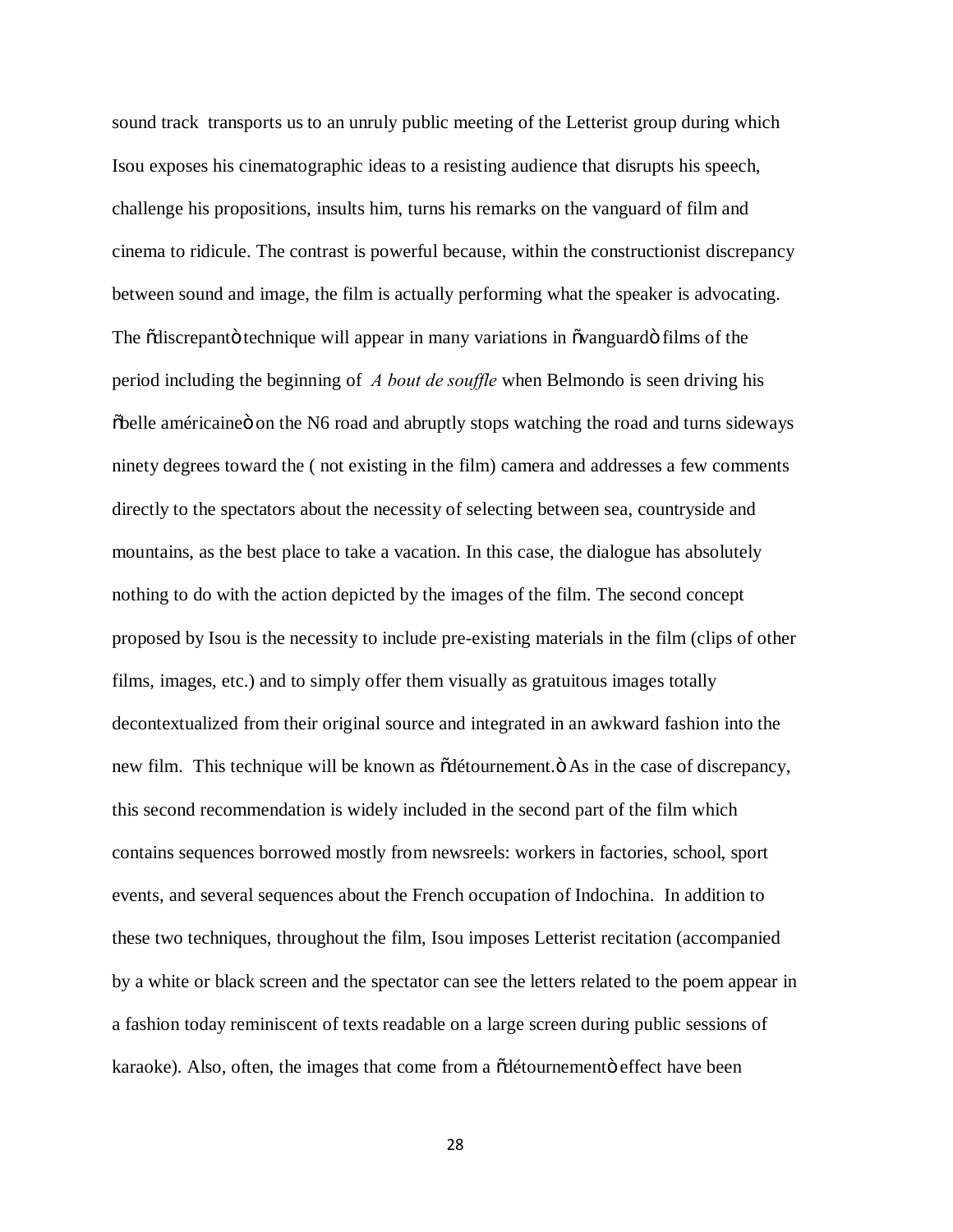sound track transports us to an unruly public meeting of the Letterist group during which Isou exposes his cinematographic ideas to a resisting audience that disrupts his speech, challenge his propositions, insults him, turns his remarks on the vanguard of film and cinema to ridicule. The contrast is powerful because, within the constructionist discrepancy between sound and image, the film is actually performing what the speaker is advocating. The "discrepant" technique will appear in many variations in "vanguard" films of the period including the beginning of *A bout de souffle* when Belmondo is seen driving his "belle américaine" on the N6 road and abruptly stops watching the road and turns sideways ninety degrees toward the ( not existing in the film) camera and addresses a few comments directly to the spectators about the necessity of selecting between sea, countryside and mountains, as the best place to take a vacation. In this case, the dialogue has absolutely nothing to do with the action depicted by the images of the film. The second concept proposed by Isou is the necessity to include pre-existing materials in the film (clips of other films, images, etc.) and to simply offer them visually as gratuitous images totally decontextualized from their original source and integrated in an awkward fashion into the new film. This technique will be known as "détournement." As in the case of discrepancy, this second recommendation is widely included in the second part of the film which contains sequences borrowed mostly from newsreels: workers in factories, school, sport events, and several sequences about the French occupation of Indochina. In addition to these two techniques, throughout the film, Isou imposes Letterist recitation (accompanied by a white or black screen and the spectator can see the letters related to the poem appear in a fashion today reminiscent of texts readable on a large screen during public sessions of karaoke). Also, often, the images that come from a "détournement" effect have been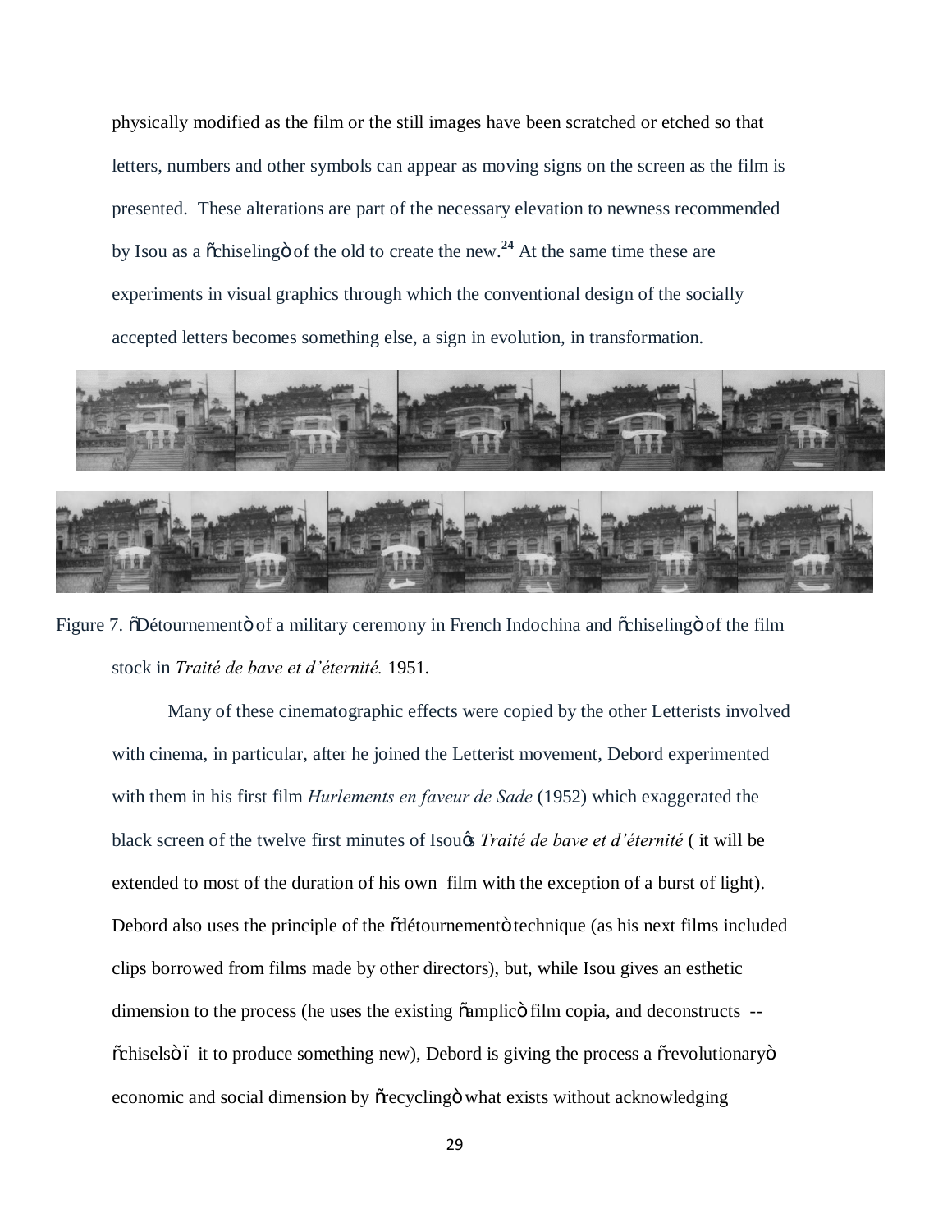physically modified as the film or the still images have been scratched or etched so that letters, numbers and other symbols can appear as moving signs on the screen as the film is presented. These alterations are part of the necessary elevation to newness recommended by Isou as a "chiseling" of the old to create the new.[24] At the same time these are experiments in visual graphics through which the conventional design of the socially accepted letters becomes something else, a sign in evolution, in transformation.

Figure 7. "Détournement" of a military ceremony in French Indochina and "chiseling" of the film stock in *Traité de bave et d'éternité.* 1951.

Many of these cinematographic effects were copied by the other Letterists involved with cinema, in particular, after he joined the Letterist movement, Debord experimented with them in his first film *Hurlements en faveur de Sade* (1952) which exaggerated the black screen of the twelve first minutes of Isou's *Traité de bave et d'éternité* ( it will be extended to most of the duration of his own film with the exception of a burst of light). Debord also uses the principle of the "détournement" technique (as his next films included clips borrowed from films made by other directors), but, while Isou gives an esthetic dimension to the process (he uses the existing "amplic" film copia, and deconstructs -- "chisels" – it to produce something new), Debord is giving the process a "revolutionary" economic and social dimension by "recycling" what exists without acknowledging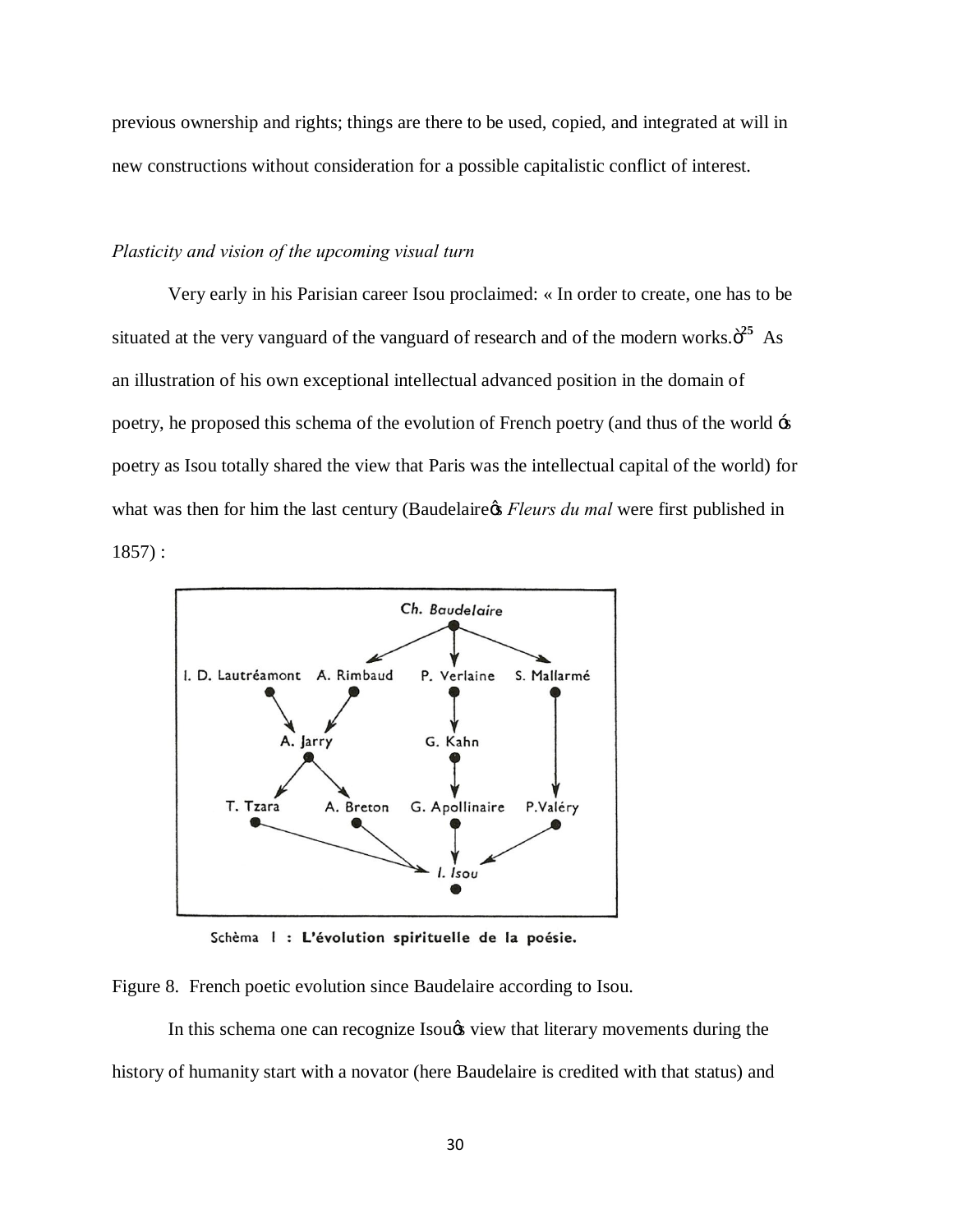previous ownership and rights; things are there to be used, copied, and integrated at will in new constructions without consideration for a possible capitalistic conflict of interest.

*Plasticity and vision of the upcoming visual turn*

Very early in his Parisian career Isou proclaimed: « In order to create, one has to be situated at the very vanguard of the vanguard of research and of the modern works.ö[25] As an illustration of his own exceptional intellectual advanced position in the domain of poetry, he proposed this schema of the evolution of French poetry (and thus of the world ós poetry as Isou totally shared the view that Paris was the intellectual capital of the world) for what was then for him the last century (Baudelaireøs *Fleurs du mal* were first published in 1857) :

Schèma I : **L'évolution spirituelle de la poésie.**

Figure 8. French poetic evolution since Baudelaire according to Isou.

In this schema one can recognize Isouøs view that literary movements during the history of humanity start with a novator (here Baudelaire is credited with that status) and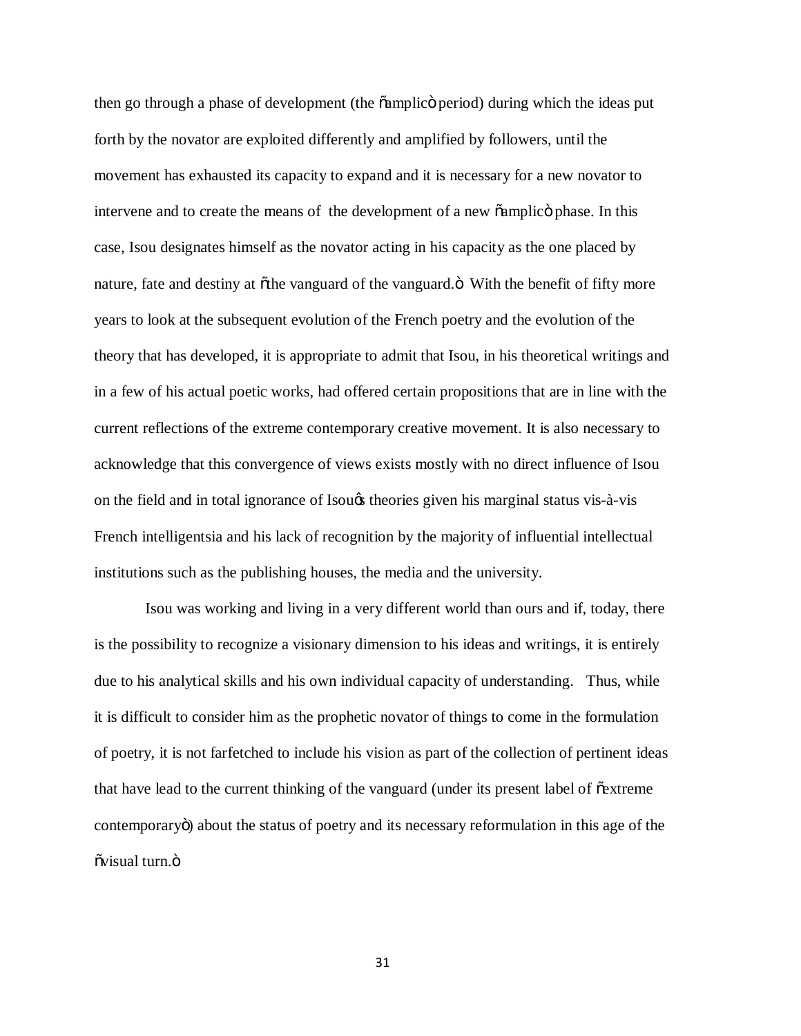then go through a phase of development (the "amplic" period) during which the ideas put forth by the novator are exploited differently and amplified by followers, until the movement has exhausted its capacity to expand and it is necessary for a new novator to intervene and to create the means of the development of a new "amplic" phase. In this case, Isou designates himself as the novator acting in his capacity as the one placed by nature, fate and destiny at "the vanguard of the vanguard." With the benefit of fifty more years to look at the subsequent evolution of the French poetry and the evolution of the theory that has developed, it is appropriate to admit that Isou, in his theoretical writings and in a few of his actual poetic works, had offered certain propositions that are in line with the current reflections of the extreme contemporary creative movement. It is also necessary to acknowledge that this convergence of views exists mostly with no direct influence of Isou on the field and in total ignorance of Isou's theories given his marginal status vis-à-vis French intelligentsia and his lack of recognition by the majority of influential intellectual institutions such as the publishing houses, the media and the university.

Isou was working and living in a very different world than ours and if, today, there is the possibility to recognize a visionary dimension to his ideas and writings, it is entirely due to his analytical skills and his own individual capacity of understanding. Thus, while it is difficult to consider him as the prophetic novator of things to come in the formulation of poetry, it is not farfetched to include his vision as part of the collection of pertinent ideas that have lead to the current thinking of the vanguard (under its present label of "extreme contemporary") about the status of poetry and its necessary reformulation in this age of the "visual turn."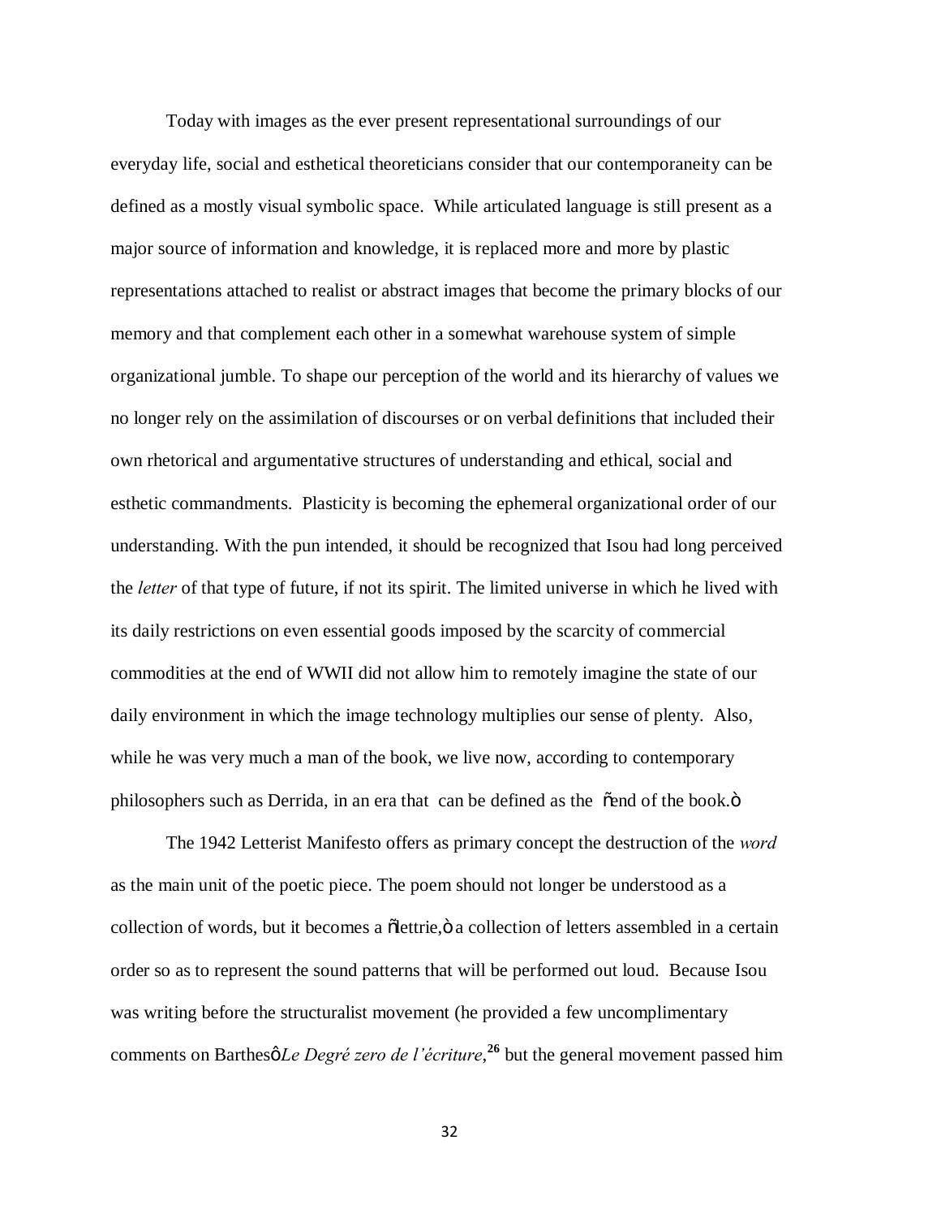Today with images as the ever present representational surroundings of our everyday life, social and esthetical theoreticians consider that our contemporaneity can be defined as a mostly visual symbolic space. While articulated language is still present as a major source of information and knowledge, it is replaced more and more by plastic representations attached to realist or abstract images that become the primary blocks of our memory and that complement each other in a somewhat warehouse system of simple organizational jumble. To shape our perception of the world and its hierarchy of values we no longer rely on the assimilation of discourses or on verbal definitions that included their own rhetorical and argumentative structures of understanding and ethical, social and esthetic commandments. Plasticity is becoming the ephemeral organizational order of our understanding. With the pun intended, it should be recognized that Isou had long perceived the *letter* of that type of future, if not its spirit. The limited universe in which he lived with its daily restrictions on even essential goods imposed by the scarcity of commercial commodities at the end of WWII did not allow him to remotely imagine the state of our daily environment in which the image technology multiplies our sense of plenty. Also, while he was very much a man of the book, we live now, according to contemporary philosophers such as Derrida, in an era that can be defined as the "end of the book."

The 1942 Letterist Manifesto offers as primary concept the destruction of the *word* as the main unit of the poetic piece. The poem should not longer be understood as a collection of words, but it becomes a "lettrie," a collection of letters assembled in a certain order so as to represent the sound patterns that will be performed out loud. Because Isou was writing before the structuralist movement (he provided a few uncomplimentary comments on Barthes' *Le Degré zero de l'écriture*,[26] but the general movement passed him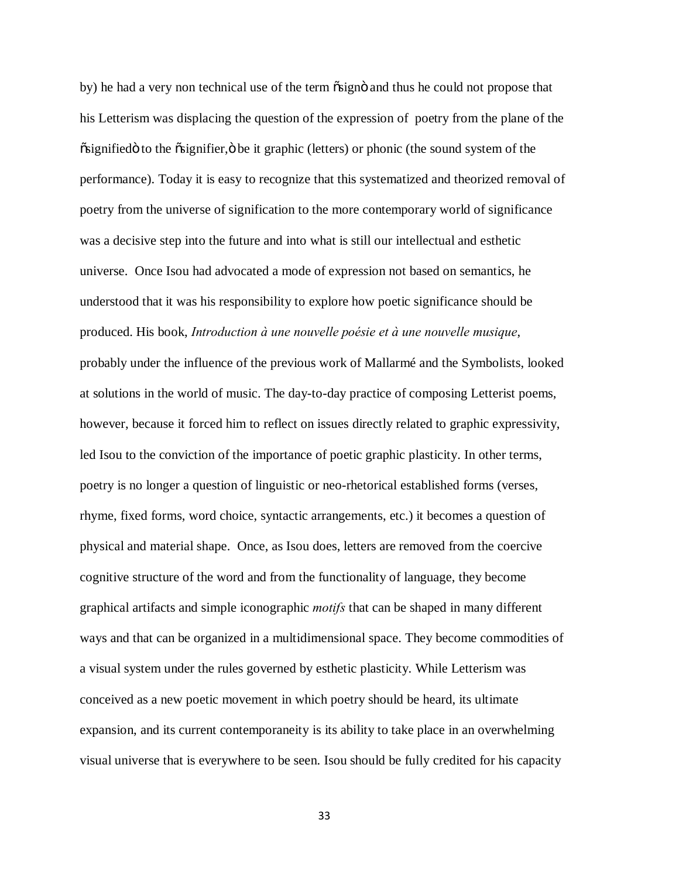by) he had a very non technical use of the term "sign" and thus he could not propose that his Letterism was displacing the question of the expression of poetry from the plane of the "signified" to the "signifier," be it graphic (letters) or phonic (the sound system of the performance). Today it is easy to recognize that this systematized and theorized removal of poetry from the universe of signification to the more contemporary world of significance was a decisive step into the future and into what is still our intellectual and esthetic universe. Once Isou had advocated a mode of expression not based on semantics, he understood that it was his responsibility to explore how poetic significance should be produced. His book, *Introduction à une nouvelle poésie et à une nouvelle musique*, probably under the influence of the previous work of Mallarmé and the Symbolists, looked at solutions in the world of music. The day-to-day practice of composing Letterist poems, however, because it forced him to reflect on issues directly related to graphic expressivity, led Isou to the conviction of the importance of poetic graphic plasticity. In other terms, poetry is no longer a question of linguistic or neo-rhetorical established forms (verses, rhyme, fixed forms, word choice, syntactic arrangements, etc.) it becomes a question of physical and material shape. Once, as Isou does, letters are removed from the coercive cognitive structure of the word and from the functionality of language, they become graphical artifacts and simple iconographic *motifs* that can be shaped in many different ways and that can be organized in a multidimensional space. They become commodities of a visual system under the rules governed by esthetic plasticity. While Letterism was conceived as a new poetic movement in which poetry should be heard, its ultimate expansion, and its current contemporaneity is its ability to take place in an overwhelming visual universe that is everywhere to be seen. Isou should be fully credited for his capacity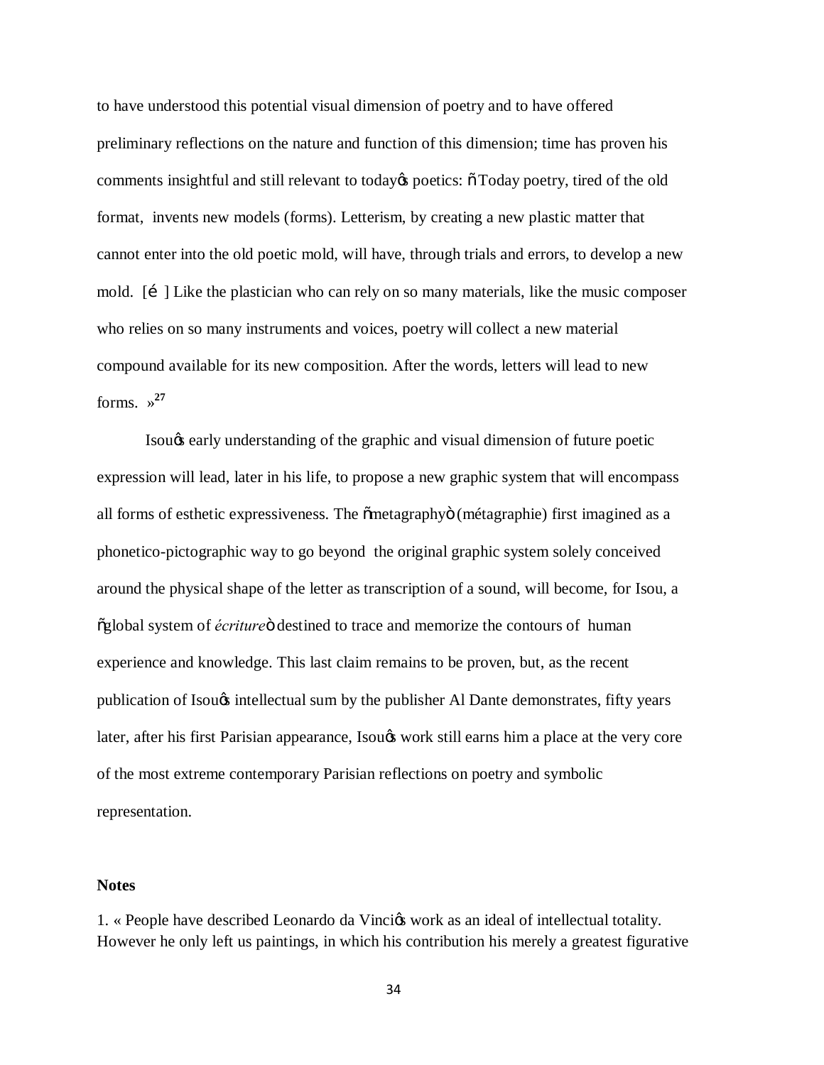to have understood this potential visual dimension of poetry and to have offered preliminary reflections on the nature and function of this dimension; time has proven his comments insightful and still relevant to todayǿs poetics: ñTodaу poetry, tired of the old format, invents new models (forms). Letterism, by creating a new plastic matter that cannot enter into the old poetic mold, will have, through trials and errors, to develop a new mold. [é ] Like the plastician who can rely on so many materials, like the music composer who relies on so many instruments and voices, poetry will collect a new material compound available for its new composition. After the words, letters will lead to new forms. »[27]

Isouǿs early understanding of the graphic and visual dimension of future poetic expression will lead, later in his life, to propose a new graphic system that will encompass all forms of esthetic expressiveness. The õmetagraphyö (métagraphie) first imagined as a phonetico-pictographic way to go beyond the original graphic system solely conceived around the physical shape of the letter as transcription of a sound, will become, for Isou, a õglobal system of *écriture*ö destined to trace and memorize the contours of human experience and knowledge. This last claim remains to be proven, but, as the recent publication of Isouǿs intellectual sum by the publisher Al Dante demonstrates, fifty years later, after his first Parisian appearance, Isouǿs work still earns him a place at the very core of the most extreme contemporary Parisian reflections on poetry and symbolic representation.

**Notes**

1. « People have described Leonardo da Vinciǿs work as an ideal of intellectual totality. However he only left us paintings, in which his contribution his merely a greatest figurative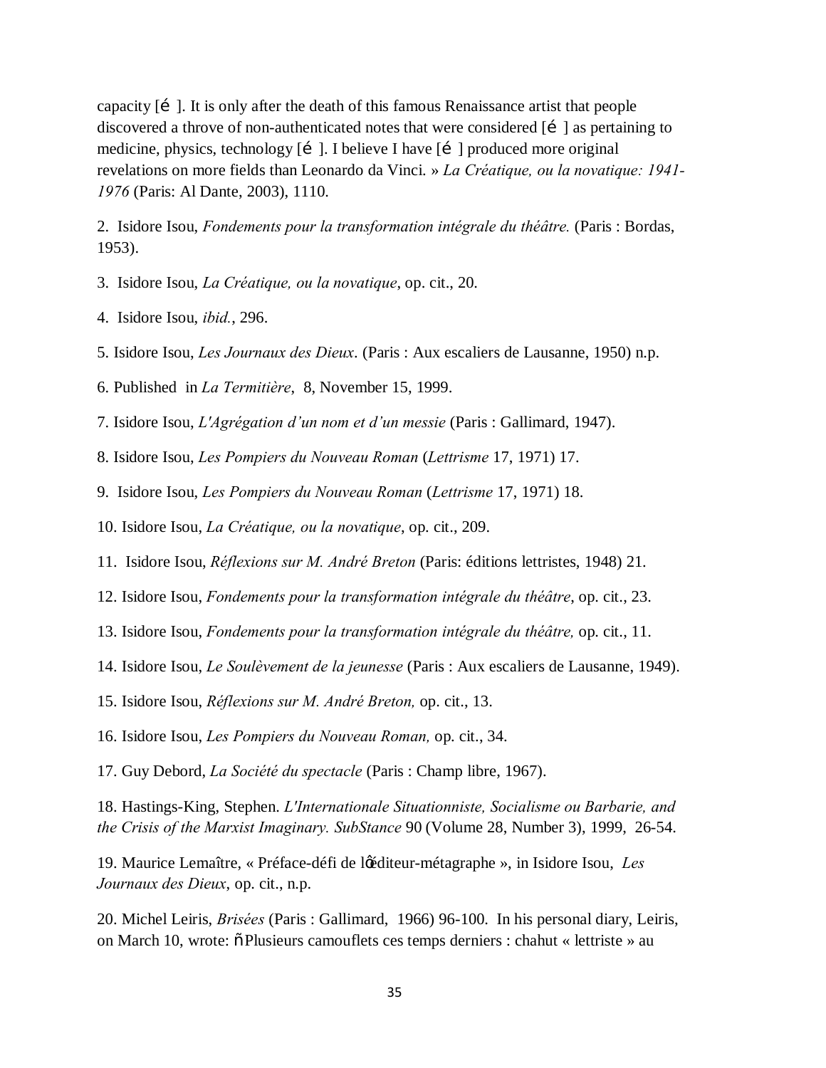capacity [é ]. It is only after the death of this famous Renaissance artist that people discovered a throve of non-authenticated notes that were considered [é ] as pertaining to medicine, physics, technology [é ]. I believe I have [é ] produced more original revelations on more fields than Leonardo da Vinci. » *La Créatique, ou la novatique: 1941-1976* (Paris: Al Dante, 2003), 1110.

2. Isidore Isou, *Fondements pour la transformation intégrale du théâtre.* (Paris : Bordas, 1953).

3. Isidore Isou, *La Créatique, ou la novatique*, op. cit., 20.

4. Isidore Isou, *ibid.*, 296.

5. Isidore Isou, *Les Journaux des Dieux*. (Paris : Aux escaliers de Lausanne, 1950) n.p.

6. Published in *La Termitière*, 8, November 15, 1999.

7. Isidore Isou, *L'Agrégation d'un nom et d'un messie* (Paris : Gallimard, 1947).

8. Isidore Isou, *Les Pompiers du Nouveau Roman* (*Lettrisme* 17, 1971) 17.

9. Isidore Isou, *Les Pompiers du Nouveau Roman* (*Lettrisme* 17, 1971) 18.

10. Isidore Isou, *La Créatique, ou la novatique*, op. cit., 209.

11. Isidore Isou, *Réflexions sur M. André Breton* (Paris: éditions lettristes, 1948) 21.

12. Isidore Isou, *Fondements pour la transformation intégrale du théâtre*, op. cit., 23.

13. Isidore Isou, *Fondements pour la transformation intégrale du théâtre,* op. cit., 11.

14. Isidore Isou, *Le Soulèvement de la jeunesse* (Paris : Aux escaliers de Lausanne, 1949).

15. Isidore Isou, *Réflexions sur M. André Breton,* op. cit., 13.

16. Isidore Isou, *Les Pompiers du Nouveau Roman,* op. cit., 34.

17. Guy Debord, *La Société du spectacle* (Paris : Champ libre, 1967).

18. Hastings-King, Stephen. *L'Internationale Situationniste, Socialisme ou Barbarie, and the Crisis of the Marxist Imaginary. SubStance* 90 (Volume 28, Number 3), 1999, 26-54.

19. Maurice Lemaître, « Préface-défi de lóéditeur-métagraphe », in Isidore Isou, *Les Journaux des Dieux*, op. cit., n.p.

20. Michel Leiris, *Brisées* (Paris : Gallimard, 1966) 96-100. In his personal diary, Leiris, on March 10, wrote: õPlusieurs camouflets ces temps derniers : chahut « lettriste » au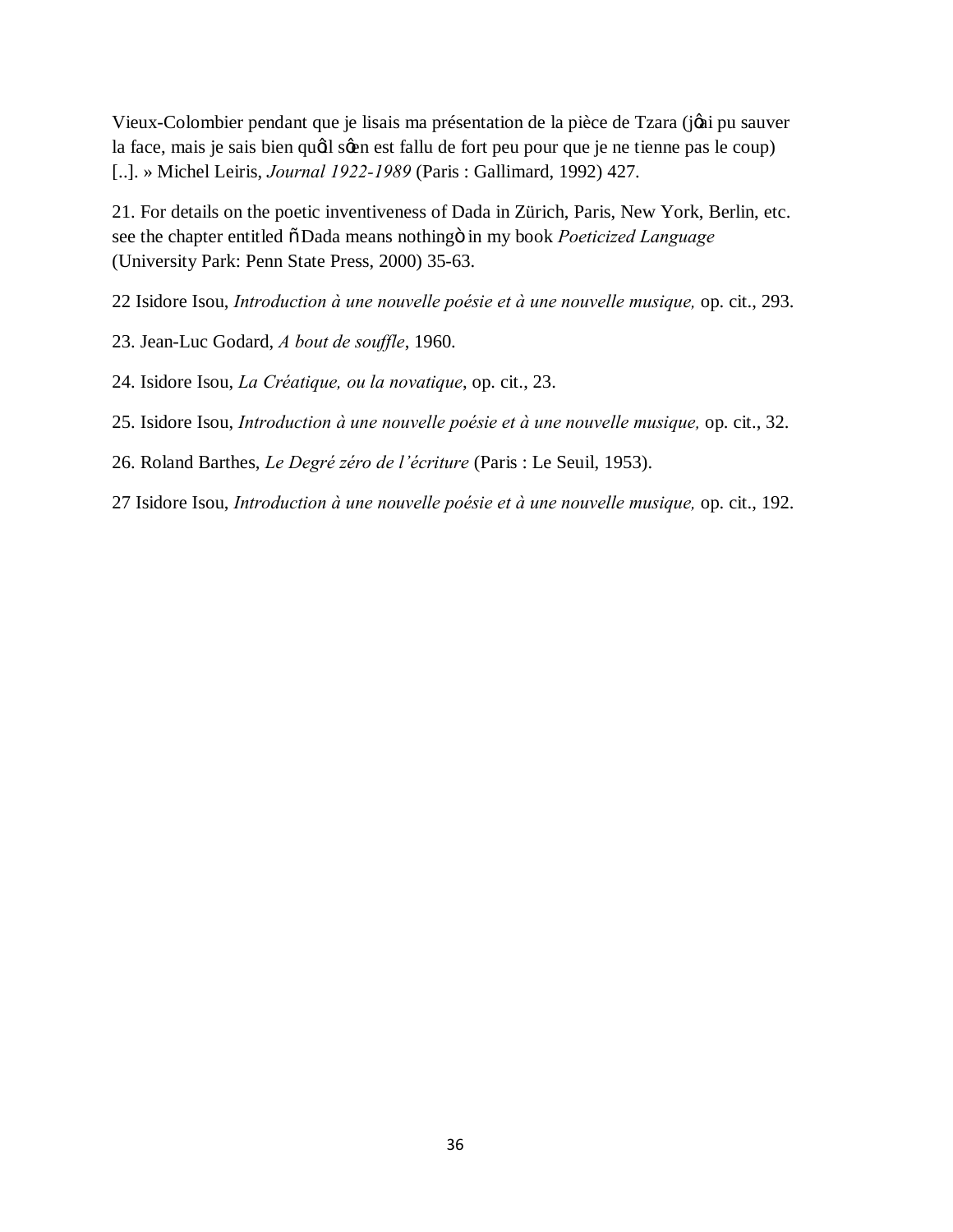Vieux-Colombier pendant que je lisais ma présentation de la pièce de Tzara (j'ai pu sauver la face, mais je sais bien qu'il s'en est fallu de fort peu pour que je ne tienne pas le coup) [..]. » Michel Leiris, *Journal 1922-1989* (Paris : Gallimard, 1992) 427.

21. For details on the poetic inventiveness of Dada in Zürich, Paris, New York, Berlin, etc. see the chapter entitled "Dada means nothing" in my book *Poeticized Language* (University Park: Penn State Press, 2000) 35-63.

22 Isidore Isou, *Introduction à une nouvelle poésie et à une nouvelle musique,* op. cit., 293.

23. Jean-Luc Godard, *A bout de souffle*, 1960.

24. Isidore Isou, *La Créatique, ou la novatique*, op. cit., 23.

25. Isidore Isou, *Introduction à une nouvelle poésie et à une nouvelle musique,* op. cit., 32.

26. Roland Barthes, *Le Degré zéro de l'écriture* (Paris : Le Seuil, 1953).

27 Isidore Isou, *Introduction à une nouvelle poésie et à une nouvelle musique,* op. cit., 192.